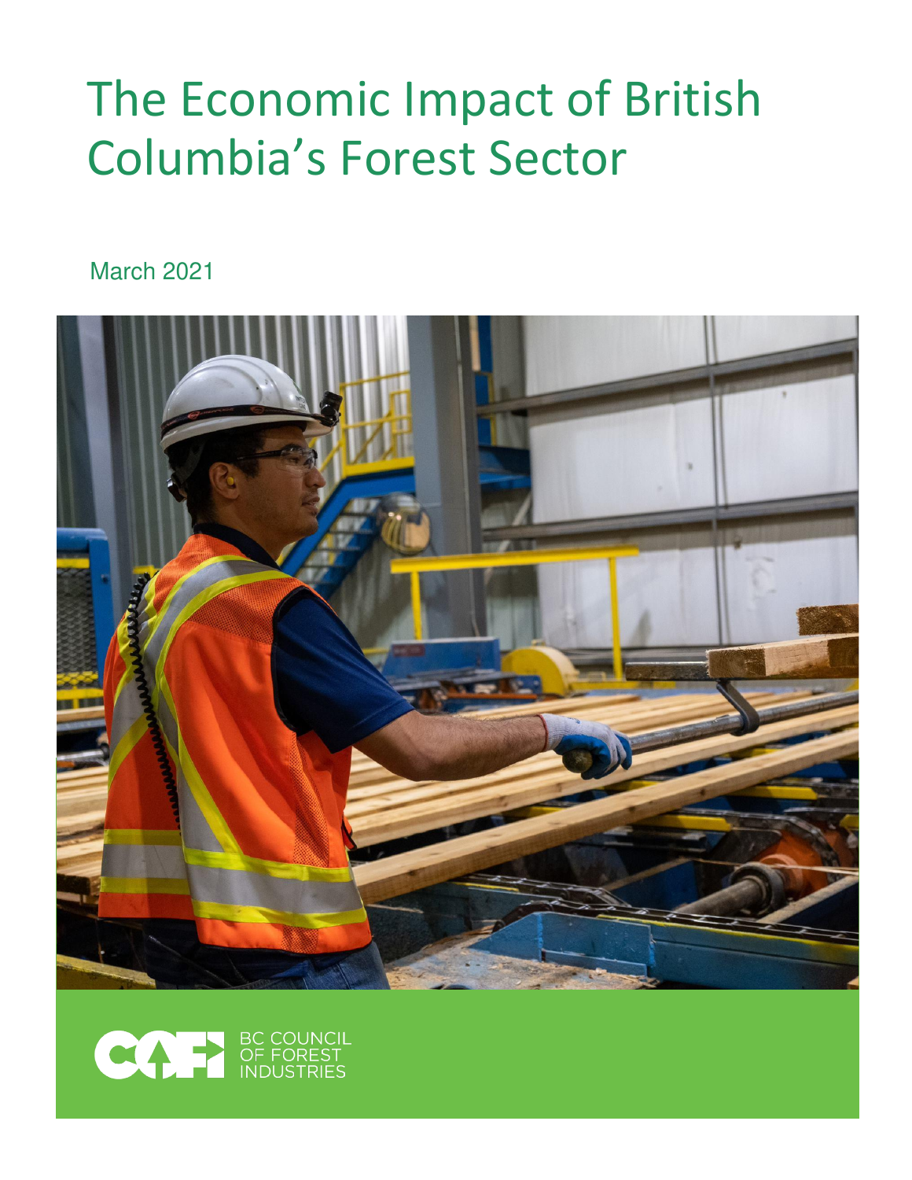# The Economic Impact of British Columbia's Forest Sector

March 2021

BC COUNCIL OF FOREST INDUSTRIES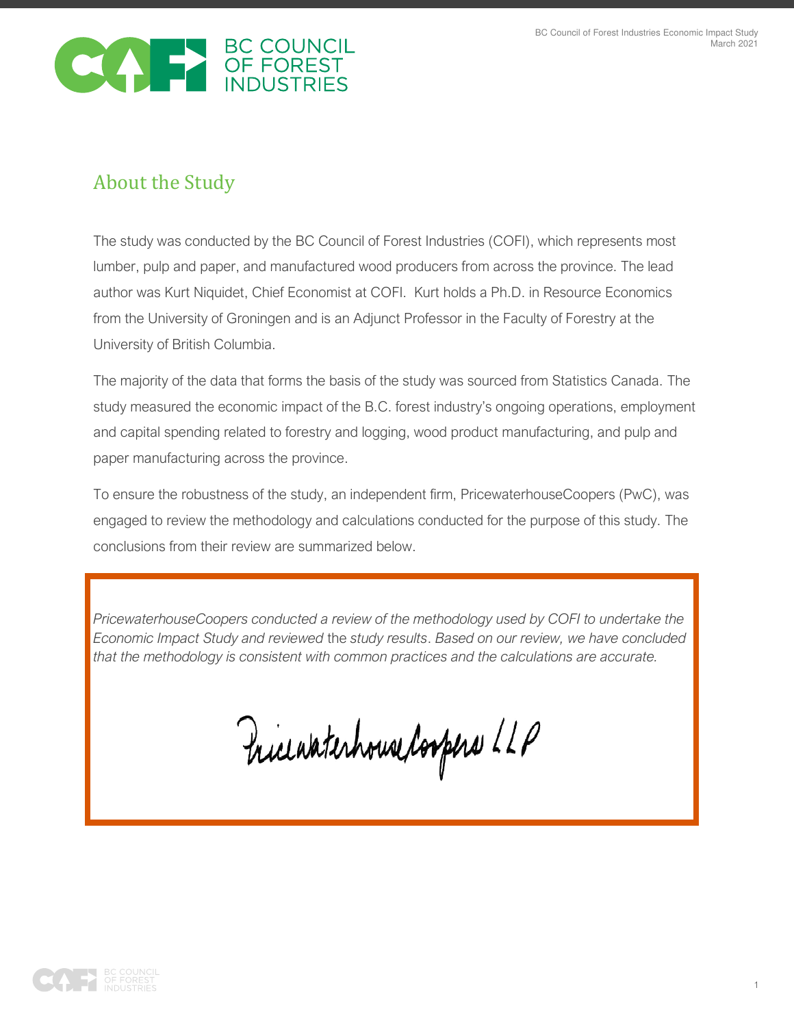## About the Study

The study was conducted by the BC Council of Forest Industries (COFI), which represents most lumber, pulp and paper, and manufactured wood producers from across the province. The lead author was Kurt Niquidet, Chief Economist at COFI. Kurt holds a Ph.D. in Resource Economics from the University of Groningen and is an Adjunct Professor in the Faculty of Forestry at the University of British Columbia.

The majority of the data that forms the basis of the study was sourced from Statistics Canada. The study measured the economic impact of the B.C. forest industry's ongoing operations, employment and capital spending related to forestry and logging, wood product manufacturing, and pulp and paper manufacturing across the province.

To ensure the robustness of the study, an independent firm, PricewaterhouseCoopers (PwC), was engaged to review the methodology and calculations conducted for the purpose of this study. The conclusions from their review are summarized below.

> *PricewaterhouseCoopers conducted a review of the methodology used by COFI to undertake the Economic Impact Study and reviewed* the *study results. Based on our review, we have concluded that the methodology is consistent with common practices and the calculations are accurate.*
>
> PricewaterhouseCoopers LLP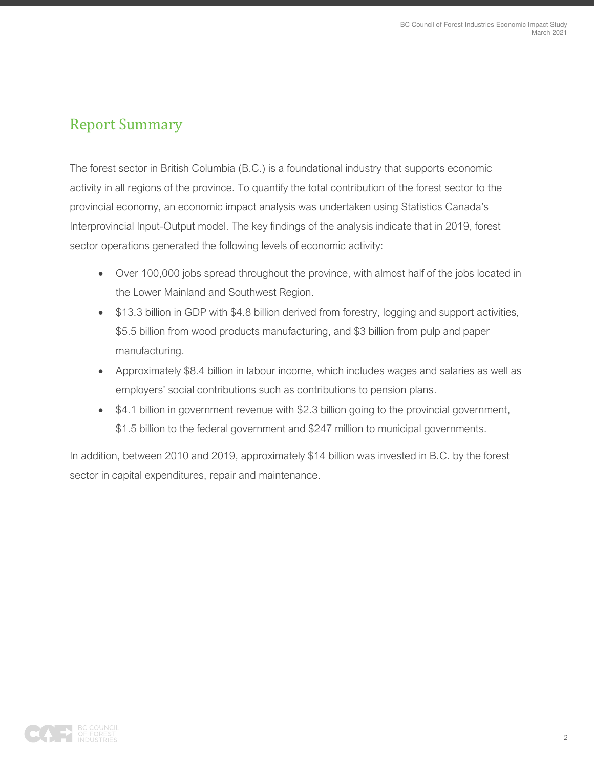## Report Summary

The forest sector in British Columbia (B.C.) is a foundational industry that supports economic activity in all regions of the province. To quantify the total contribution of the forest sector to the provincial economy, an economic impact analysis was undertaken using Statistics Canada's Interprovincial Input-Output model. The key findings of the analysis indicate that in 2019, forest sector operations generated the following levels of economic activity:

- Over 100,000 jobs spread throughout the province, with almost half of the jobs located in the Lower Mainland and Southwest Region.
- $13.3 billion in GDP with $4.8 billion derived from forestry, logging and support activities, $5.5 billion from wood products manufacturing, and $3 billion from pulp and paper manufacturing.
- Approximately $8.4 billion in labour income, which includes wages and salaries as well as employers' social contributions such as contributions to pension plans.
- $4.1 billion in government revenue with $2.3 billion going to the provincial government, $1.5 billion to the federal government and $247 million to municipal governments.

In addition, between 2010 and 2019, approximately $14 billion was invested in B.C. by the forest sector in capital expenditures, repair and maintenance.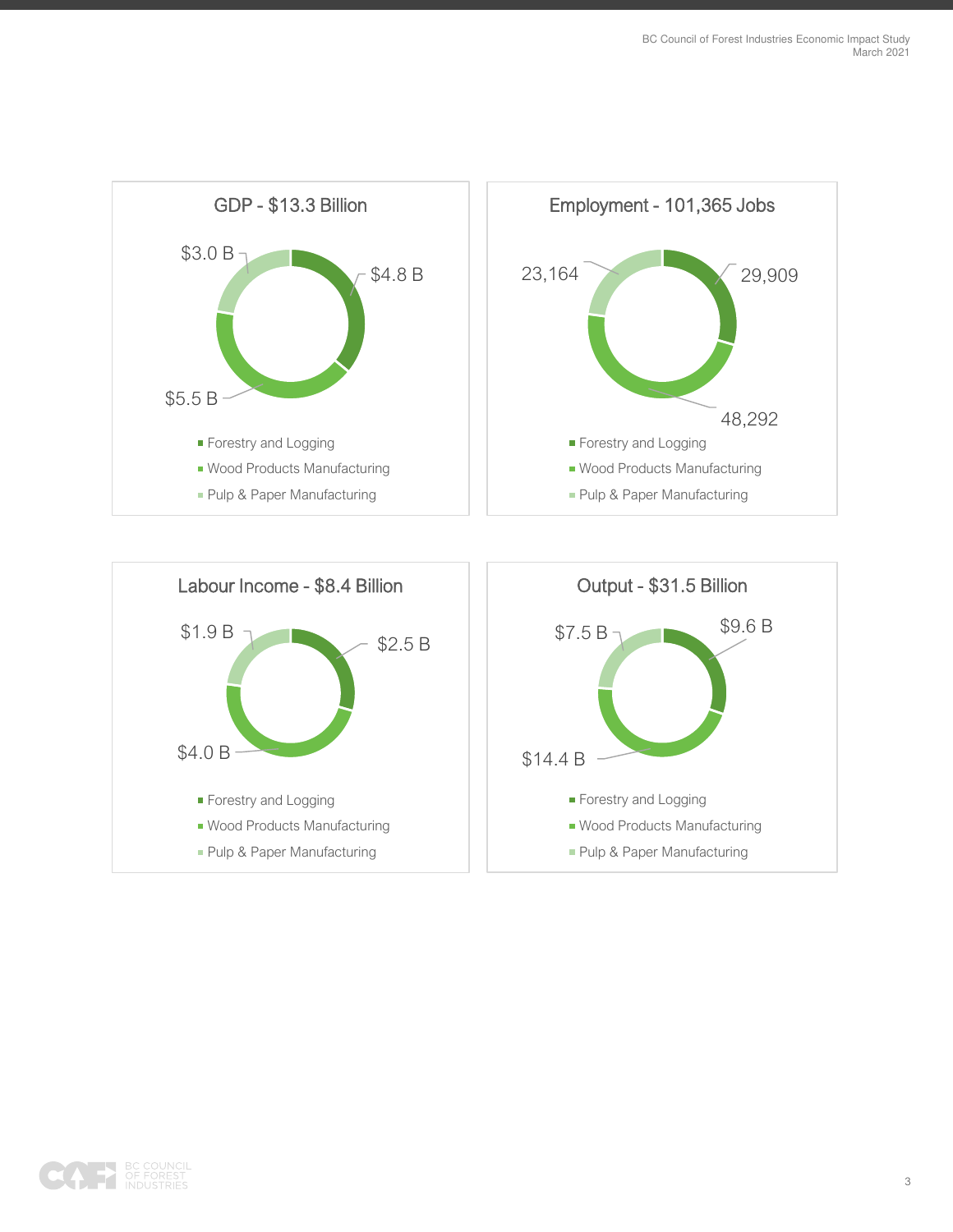## GDP - $13.3 Billion

- Forestry and Logging: $4.8 B
- Wood Products Manufacturing: $5.5 B
- Pulp & Paper Manufacturing: $3.0 B

## Employment - 101,365 Jobs

- Forestry and Logging: 29,909
- Wood Products Manufacturing: 48,292
- Pulp & Paper Manufacturing: 23,164

## Labour Income - $8.4 Billion

- Forestry and Logging: $2.5 B
- Wood Products Manufacturing: $4.0 B
- Pulp & Paper Manufacturing: $1.9 B

## Output - $31.5 Billion

- Forestry and Logging: $9.6 B
- Wood Products Manufacturing: $14.4 B
- Pulp & Paper Manufacturing: $7.5 B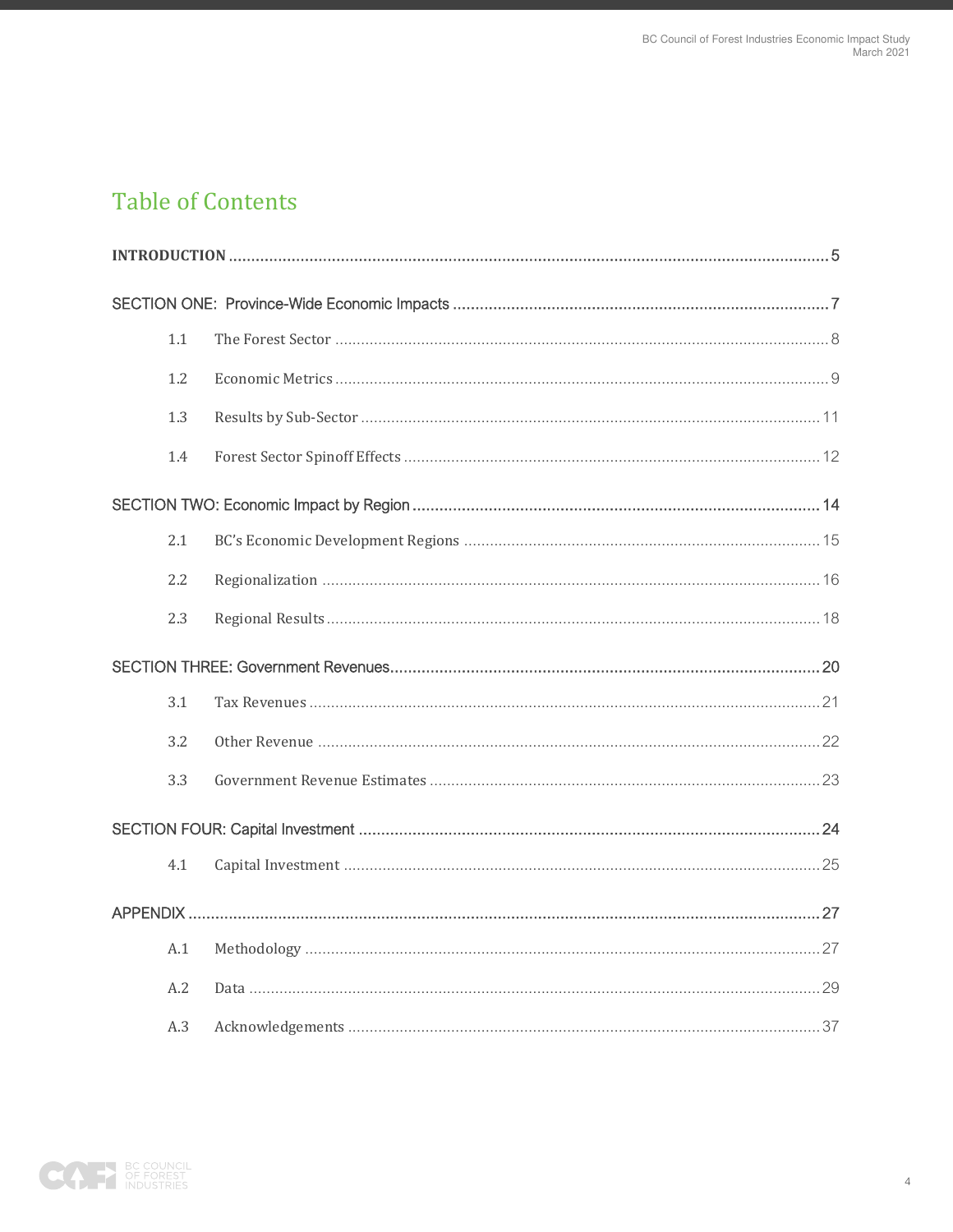# Table of Contents

**INTRODUCTION** ... 5

SECTION ONE: Province-Wide Economic Impacts ... 7

- 1.1 The Forest Sector ... 8
- 1.2 Economic Metrics ... 9
- 1.3 Results by Sub-Sector ... 11
- 1.4 Forest Sector Spinoff Effects ... 12

SECTION TWO: Economic Impact by Region ... 14

- 2.1 BC's Economic Development Regions ... 15
- 2.2 Regionalization ... 16
- 2.3 Regional Results ... 18

SECTION THREE: Government Revenues ... 20

- 3.1 Tax Revenues ... 21
- 3.2 Other Revenue ... 22
- 3.3 Government Revenue Estimates ... 23

SECTION FOUR: Capital Investment ... 24

- 4.1 Capital Investment ... 25

APPENDIX ... 27

- A.1 Methodology ... 27
- A.2 Data ... 29
- A.3 Acknowledgements ... 37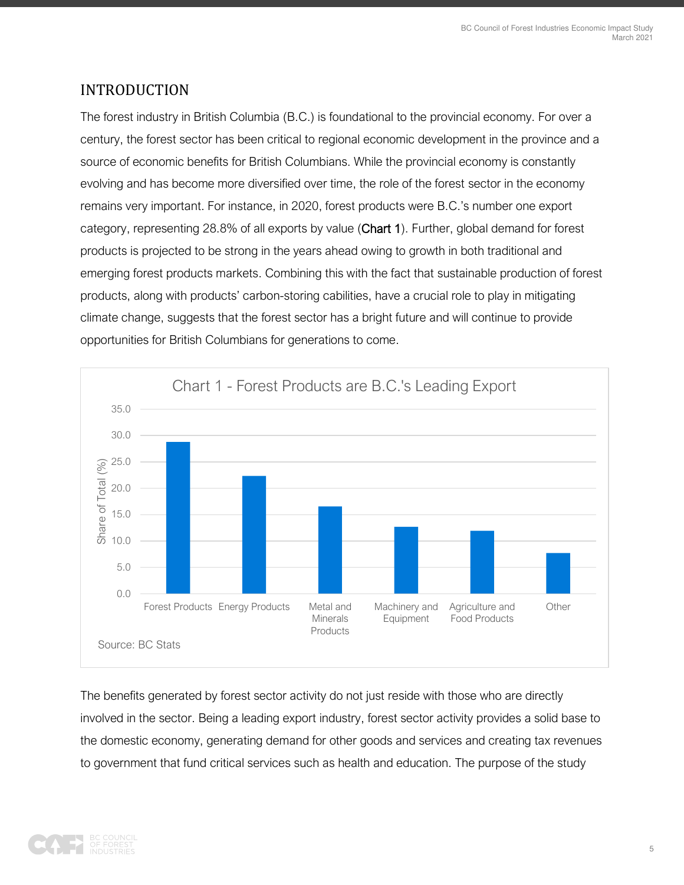## INTRODUCTION

The forest industry in British Columbia (B.C.) is foundational to the provincial economy. For over a century, the forest sector has been critical to regional economic development in the province and a source of economic benefits for British Columbians. While the provincial economy is constantly evolving and has become more diversified over time, the role of the forest sector in the economy remains very important. For instance, in 2020, forest products were B.C.'s number one export category, representing 28.8% of all exports by value (Chart 1). Further, global demand for forest products is projected to be strong in the years ahead owing to growth in both traditional and emerging forest products markets. Combining this with the fact that sustainable production of forest products, along with products' carbon-storing cabilities, have a crucial role to play in mitigating climate change, suggests that the forest sector has a bright future and will continue to provide opportunities for British Columbians for generations to come.

**Chart 1 - Forest Products are B.C.'s Leading Export**

| Category | Share of Total (%) |
| --- | --- |
| Forest Products | 28.8 |
| Energy Products | 22.3 |
| Metal and Minerals Products | 16.6 |
| Machinery and Equipment | 12.7 |
| Agriculture and Food Products | 11.9 |
| Other | 7.7 |

Source: BC Stats

The benefits generated by forest sector activity do not just reside with those who are directly involved in the sector. Being a leading export industry, forest sector activity provides a solid base to the domestic economy, generating demand for other goods and services and creating tax revenues to government that fund critical services such as health and education. The purpose of the study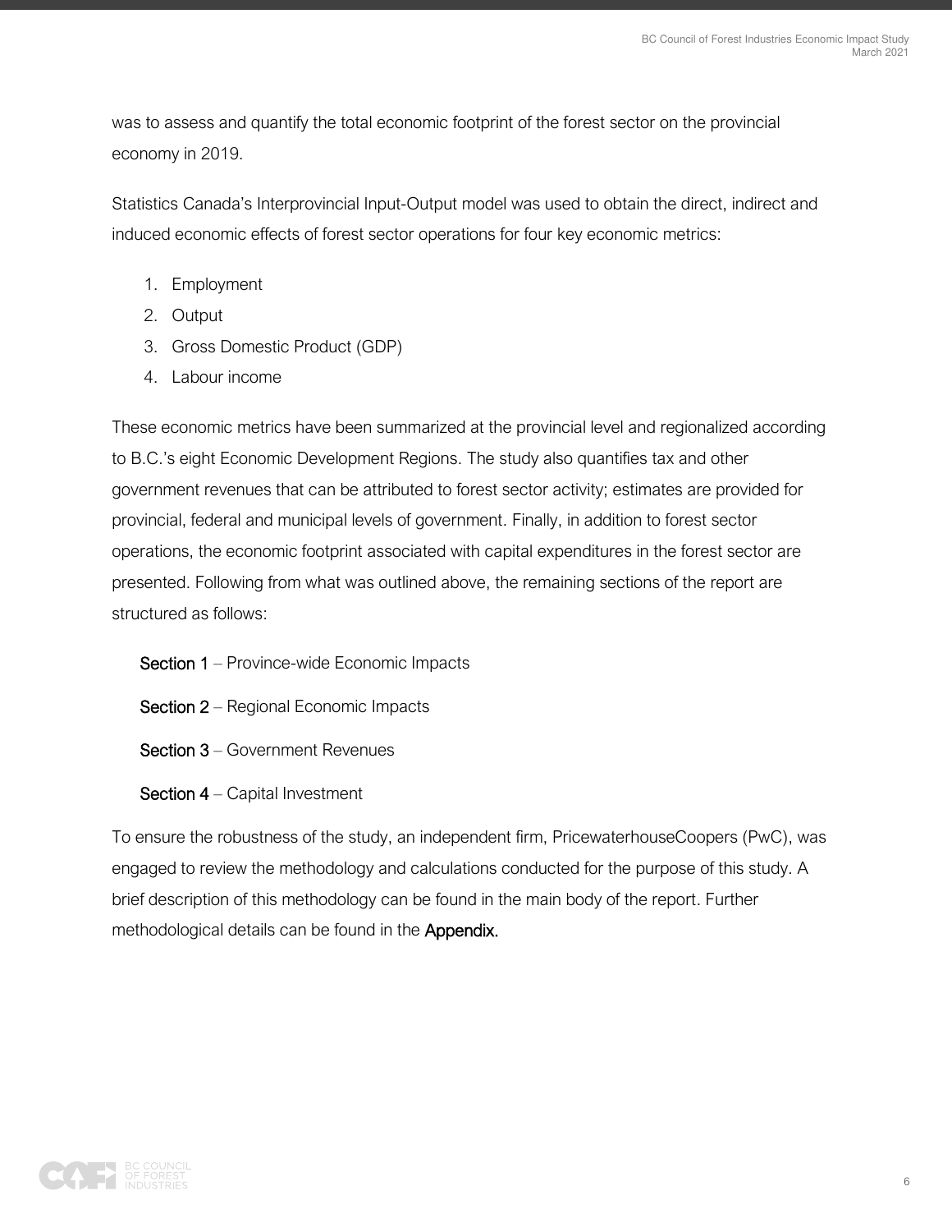was to assess and quantify the total economic footprint of the forest sector on the provincial economy in 2019.

Statistics Canada's Interprovincial Input-Output model was used to obtain the direct, indirect and induced economic effects of forest sector operations for four key economic metrics:

1. Employment
2. Output
3. Gross Domestic Product (GDP)
4. Labour income

These economic metrics have been summarized at the provincial level and regionalized according to B.C.'s eight Economic Development Regions. The study also quantifies tax and other government revenues that can be attributed to forest sector activity; estimates are provided for provincial, federal and municipal levels of government. Finally, in addition to forest sector operations, the economic footprint associated with capital expenditures in the forest sector are presented. Following from what was outlined above, the remaining sections of the report are structured as follows:

**Section 1** – Province-wide Economic Impacts

**Section 2** – Regional Economic Impacts

**Section 3** – Government Revenues

**Section 4** – Capital Investment

To ensure the robustness of the study, an independent firm, PricewaterhouseCoopers (PwC), was engaged to review the methodology and calculations conducted for the purpose of this study. A brief description of this methodology can be found in the main body of the report. Further methodological details can be found in the **Appendix.**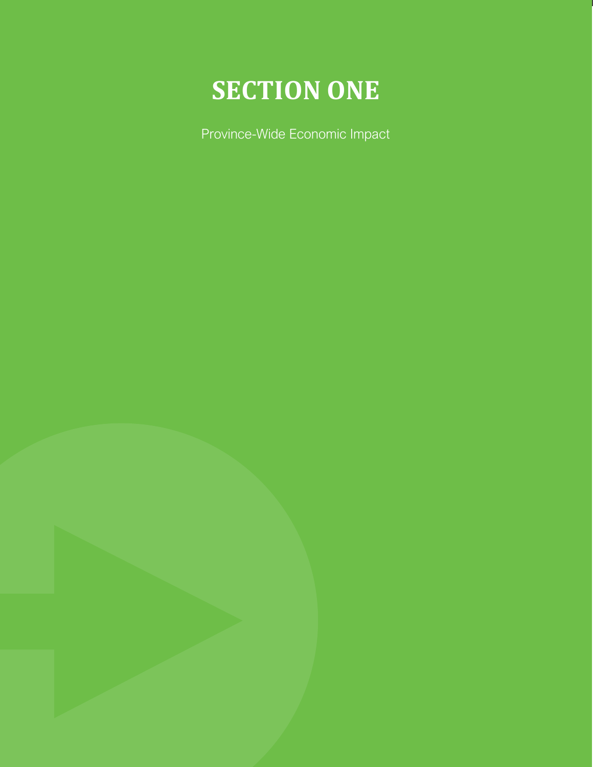# SECTION ONE

Province-Wide Economic Impact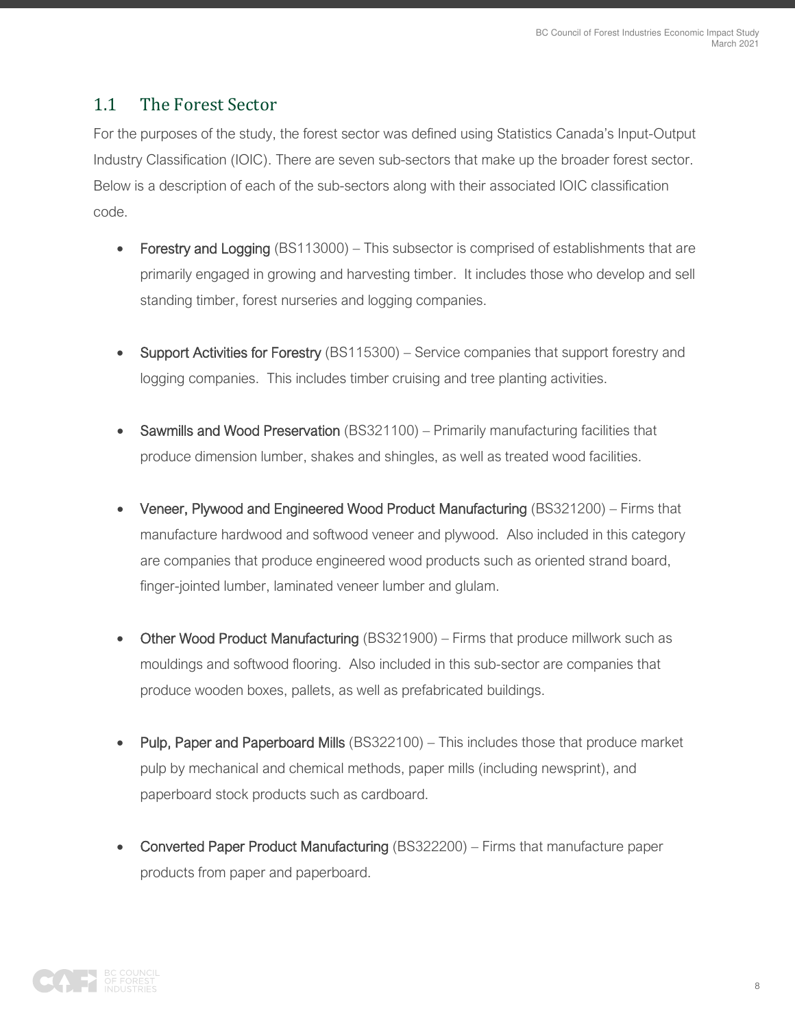## 1.1 The Forest Sector

For the purposes of the study, the forest sector was defined using Statistics Canada's Input-Output Industry Classification (IOIC). There are seven sub-sectors that make up the broader forest sector. Below is a description of each of the sub-sectors along with their associated IOIC classification code.

- Forestry and Logging (BS113000) – This subsector is comprised of establishments that are primarily engaged in growing and harvesting timber. It includes those who develop and sell standing timber, forest nurseries and logging companies.

- Support Activities for Forestry (BS115300) – Service companies that support forestry and logging companies. This includes timber cruising and tree planting activities.

- Sawmills and Wood Preservation (BS321100) – Primarily manufacturing facilities that produce dimension lumber, shakes and shingles, as well as treated wood facilities.

- Veneer, Plywood and Engineered Wood Product Manufacturing (BS321200) – Firms that manufacture hardwood and softwood veneer and plywood. Also included in this category are companies that produce engineered wood products such as oriented strand board, finger-jointed lumber, laminated veneer lumber and glulam.

- Other Wood Product Manufacturing (BS321900) – Firms that produce millwork such as mouldings and softwood flooring. Also included in this sub-sector are companies that produce wooden boxes, pallets, as well as prefabricated buildings.

- Pulp, Paper and Paperboard Mills (BS322100) – This includes those that produce market pulp by mechanical and chemical methods, paper mills (including newsprint), and paperboard stock products such as cardboard.

- Converted Paper Product Manufacturing (BS322200) – Firms that manufacture paper products from paper and paperboard.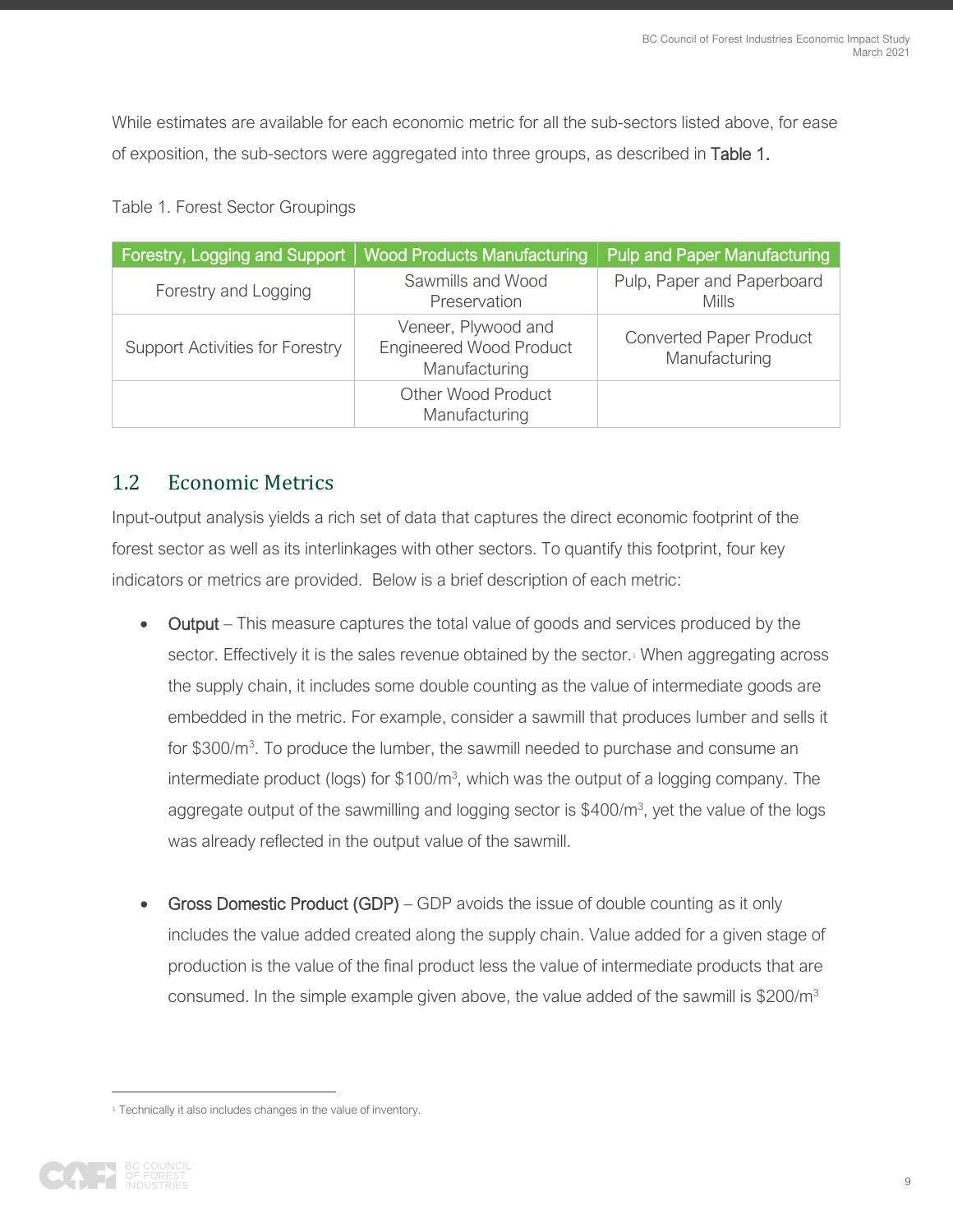While estimates are available for each economic metric for all the sub-sectors listed above, for ease of exposition, the sub-sectors were aggregated into three groups, as described in **Table 1.**

Table 1. Forest Sector Groupings

| Forestry, Logging and Support | Wood Products Manufacturing | Pulp and Paper Manufacturing |
|---|---|---|
| Forestry and Logging | Sawmills and Wood Preservation | Pulp, Paper and Paperboard Mills |
| Support Activities for Forestry | Veneer, Plywood and Engineered Wood Product Manufacturing | Converted Paper Product Manufacturing |
| | Other Wood Product Manufacturing | |

## 1.2 Economic Metrics

Input-output analysis yields a rich set of data that captures the direct economic footprint of the forest sector as well as its interlinkages with other sectors. To quantify this footprint, four key indicators or metrics are provided. Below is a brief description of each metric:

- **Output** – This measure captures the total value of goods and services produced by the sector. Effectively it is the sales revenue obtained by the sector.[1] When aggregating across the supply chain, it includes some double counting as the value of intermediate goods are embedded in the metric. For example, consider a sawmill that produces lumber and sells it for $300/m$^3$. To produce the lumber, the sawmill needed to purchase and consume an intermediate product (logs) for $100/m$^3$, which was the output of a logging company. The aggregate output of the sawmilling and logging sector is $400/m$^3$, yet the value of the logs was already reflected in the output value of the sawmill.

- **Gross Domestic Product (GDP)** – GDP avoids the issue of double counting as it only includes the value added created along the supply chain. Value added for a given stage of production is the value of the final product less the value of intermediate products that are consumed. In the simple example given above, the value added of the sawmill is $200/m$^3$

[1] Technically it also includes changes in the value of inventory.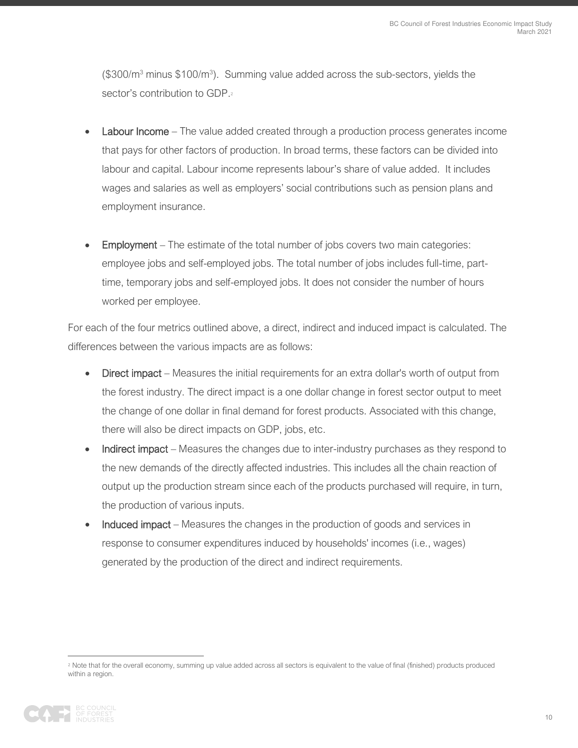($300/m$^3$ minus $100/m$^3$). Summing value added across the sub-sectors, yields the sector's contribution to GDP.[2]

- **Labour Income** – The value added created through a production process generates income that pays for other factors of production. In broad terms, these factors can be divided into labour and capital. Labour income represents labour's share of value added. It includes wages and salaries as well as employers' social contributions such as pension plans and employment insurance.

- **Employment** – The estimate of the total number of jobs covers two main categories: employee jobs and self-employed jobs. The total number of jobs includes full-time, part-time, temporary jobs and self-employed jobs. It does not consider the number of hours worked per employee.

For each of the four metrics outlined above, a direct, indirect and induced impact is calculated. The differences between the various impacts are as follows:

- **Direct impact** – Measures the initial requirements for an extra dollar's worth of output from the forest industry. The direct impact is a one dollar change in forest sector output to meet the change of one dollar in final demand for forest products. Associated with this change, there will also be direct impacts on GDP, jobs, etc.
- **Indirect impact** – Measures the changes due to inter-industry purchases as they respond to the new demands of the directly affected industries. This includes all the chain reaction of output up the production stream since each of the products purchased will require, in turn, the production of various inputs.
- **Induced impact** – Measures the changes in the production of goods and services in response to consumer expenditures induced by households' incomes (i.e., wages) generated by the production of the direct and indirect requirements.

---

[2] Note that for the overall economy, summing up value added across all sectors is equivalent to the value of final (finished) products produced within a region.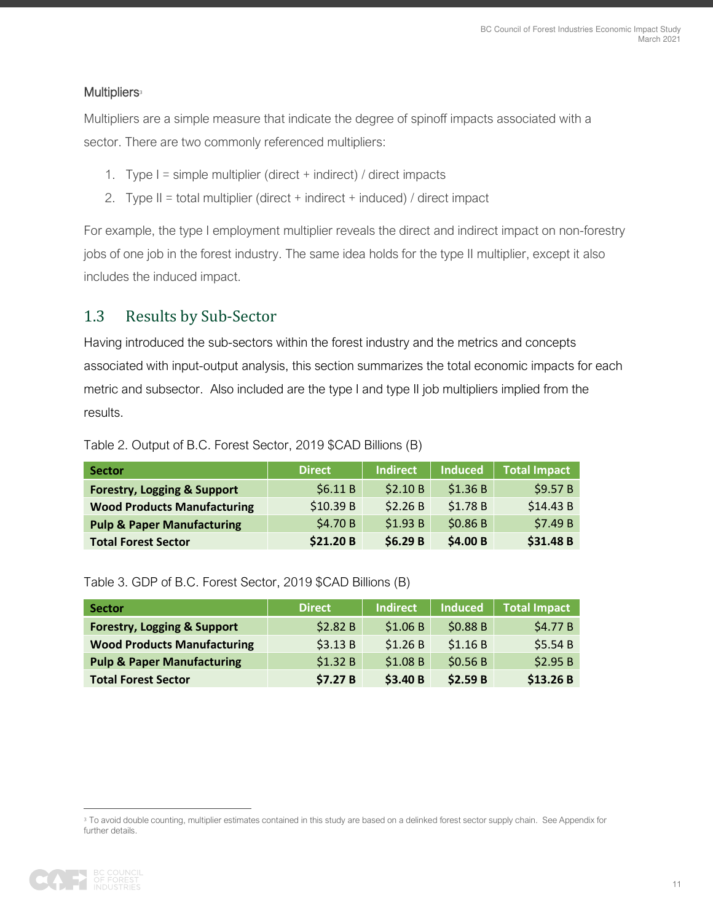### Multipliers[3]

Multipliers are a simple measure that indicate the degree of spinoff impacts associated with a sector. There are two commonly referenced multipliers:

1. Type I = simple multiplier (direct + indirect) / direct impacts
2. Type II = total multiplier (direct + indirect + induced) / direct impact

For example, the type I employment multiplier reveals the direct and indirect impact on non-forestry jobs of one job in the forest industry. The same idea holds for the type II multiplier, except it also includes the induced impact.

## 1.3 Results by Sub-Sector

Having introduced the sub-sectors within the forest industry and the metrics and concepts associated with input-output analysis, this section summarizes the total economic impacts for each metric and subsector. Also included are the type I and type II job multipliers implied from the results.

Table 2. Output of B.C. Forest Sector, 2019 $CAD Billions (B)

| Sector | Direct | Indirect | Induced | Total Impact |
|---|---|---|---|---|
| **Forestry, Logging & Support** | $6.11 B | $2.10 B | $1.36 B | $9.57 B |
| **Wood Products Manufacturing** | $10.39 B | $2.26 B | $1.78 B | $14.43 B |
| **Pulp & Paper Manufacturing** | $4.70 B | $1.93 B | $0.86 B | $7.49 B |
| **Total Forest Sector** | **$21.20 B** | **$6.29 B** | **$4.00 B** | **$31.48 B** |

Table 3. GDP of B.C. Forest Sector, 2019 $CAD Billions (B)

| Sector | Direct | Indirect | Induced | Total Impact |
|---|---|---|---|---|
| **Forestry, Logging & Support** | $2.82 B | $1.06 B | $0.88 B | $4.77 B |
| **Wood Products Manufacturing** | $3.13 B | $1.26 B | $1.16 B | $5.54 B |
| **Pulp & Paper Manufacturing** | $1.32 B | $1.08 B | $0.56 B | $2.95 B |
| **Total Forest Sector** | **$7.27 B** | **$3.40 B** | **$2.59 B** | **$13.26 B** |

[3] To avoid double counting, multiplier estimates contained in this study are based on a delinked forest sector supply chain. See Appendix for further details.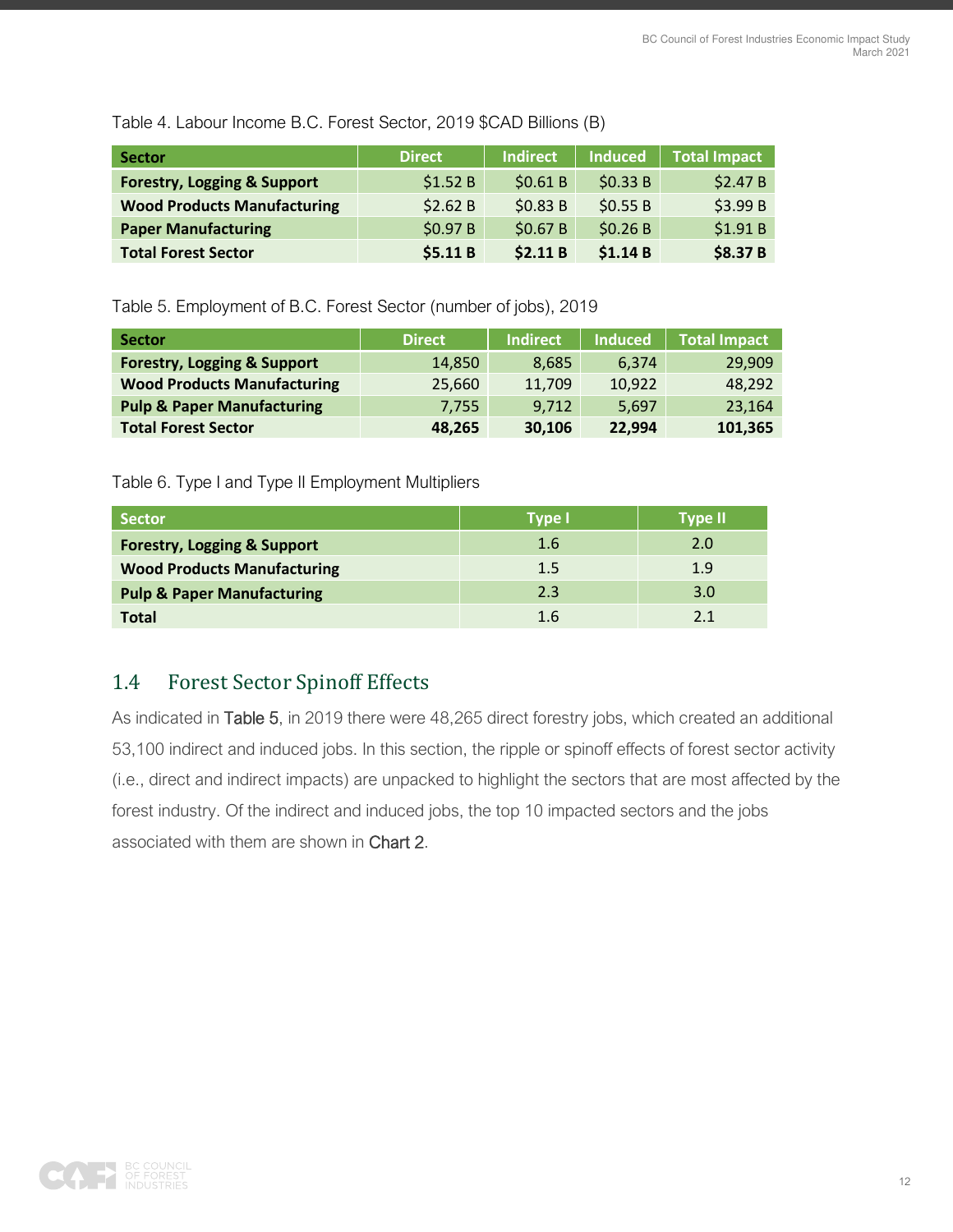Table 4. Labour Income B.C. Forest Sector, 2019 $CAD Billions (B)

| Sector | Direct | Indirect | Induced | Total Impact |
|---|---|---|---|---|
| **Forestry, Logging & Support** | $1.52 B | $0.61 B | $0.33 B | $2.47 B |
| **Wood Products Manufacturing** | $2.62 B | $0.83 B | $0.55 B | $3.99 B |
| **Paper Manufacturing** | $0.97 B | $0.67 B | $0.26 B | $1.91 B |
| **Total Forest Sector** | **$5.11 B** | **$2.11 B** | **$1.14 B** | **$8.37 B** |

Table 5. Employment of B.C. Forest Sector (number of jobs), 2019

| Sector | Direct | Indirect | Induced | Total Impact |
|---|---|---|---|---|
| **Forestry, Logging & Support** | 14,850 | 8,685 | 6,374 | 29,909 |
| **Wood Products Manufacturing** | 25,660 | 11,709 | 10,922 | 48,292 |
| **Pulp & Paper Manufacturing** | 7,755 | 9,712 | 5,697 | 23,164 |
| **Total Forest Sector** | **48,265** | **30,106** | **22,994** | **101,365** |

Table 6. Type I and Type II Employment Multipliers

| Sector | Type I | Type II |
|---|---|---|
| **Forestry, Logging & Support** | 1.6 | 2.0 |
| **Wood Products Manufacturing** | 1.5 | 1.9 |
| **Pulp & Paper Manufacturing** | 2.3 | 3.0 |
| **Total** | 1.6 | 2.1 |

## 1.4 Forest Sector Spinoff Effects

As indicated in Table 5, in 2019 there were 48,265 direct forestry jobs, which created an additional 53,100 indirect and induced jobs. In this section, the ripple or spinoff effects of forest sector activity (i.e., direct and indirect impacts) are unpacked to highlight the sectors that are most affected by the forest industry. Of the indirect and induced jobs, the top 10 impacted sectors and the jobs associated with them are shown in Chart 2.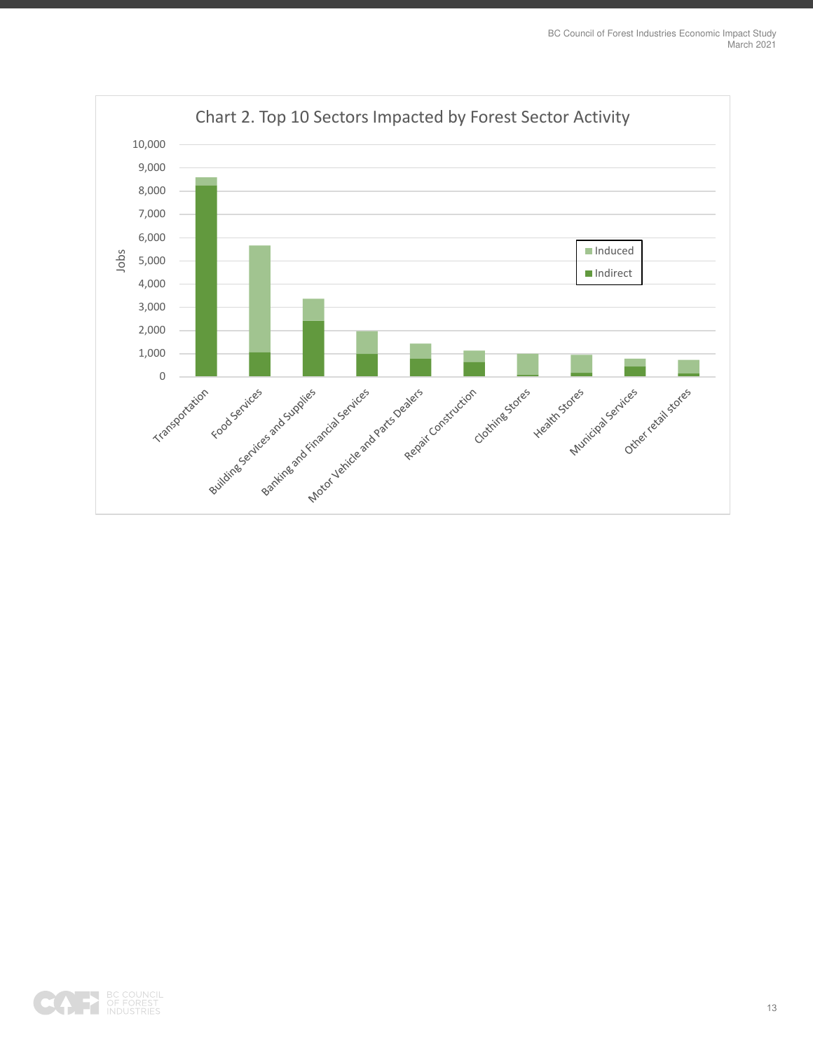Chart 2. Top 10 Sectors Impacted by Forest Sector Activity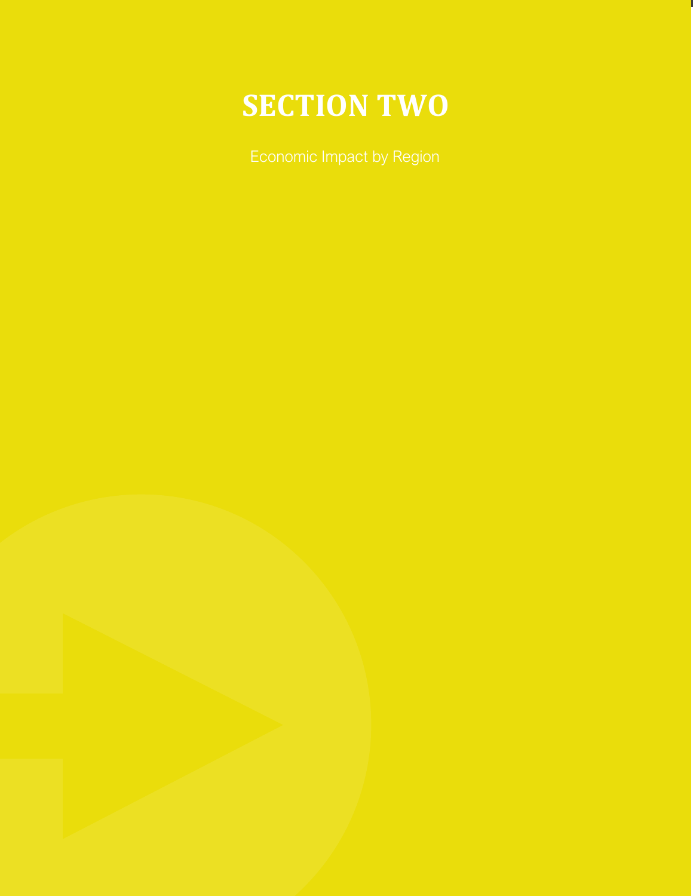# SECTION TWO

Economic Impact by Region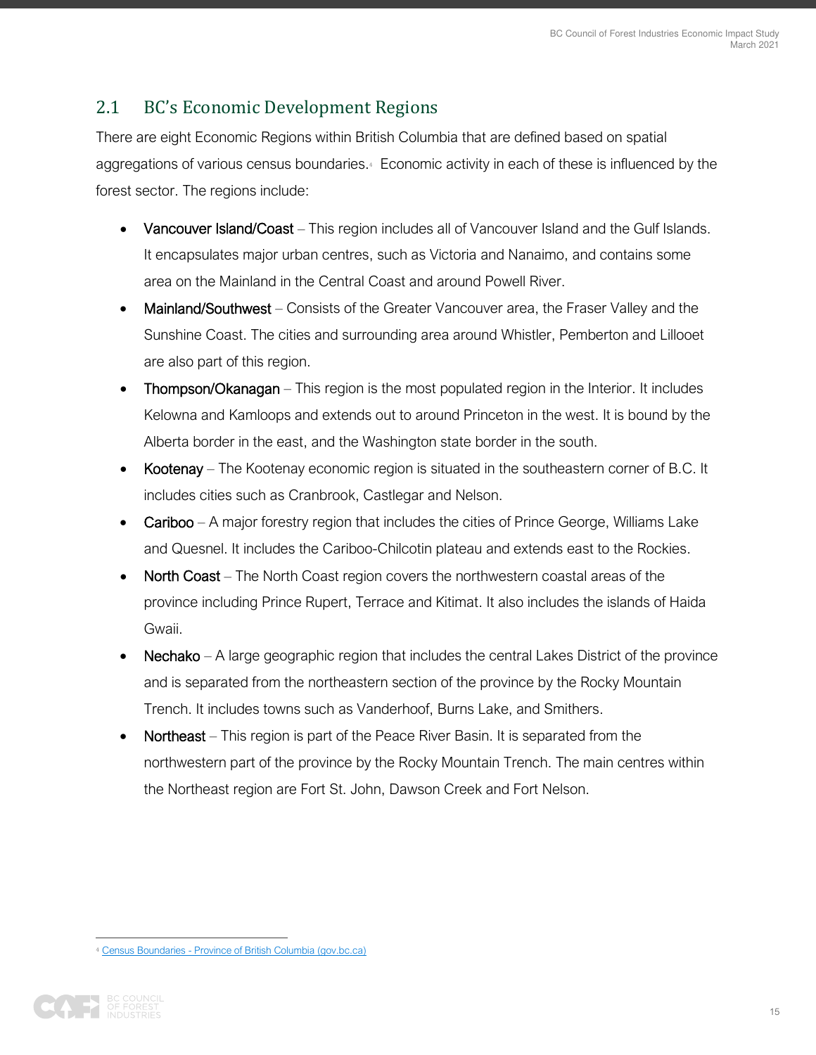## 2.1 BC's Economic Development Regions

There are eight Economic Regions within British Columbia that are defined based on spatial aggregations of various census boundaries.[4] Economic activity in each of these is influenced by the forest sector. The regions include:

- Vancouver Island/Coast – This region includes all of Vancouver Island and the Gulf Islands. It encapsulates major urban centres, such as Victoria and Nanaimo, and contains some area on the Mainland in the Central Coast and around Powell River.
- Mainland/Southwest – Consists of the Greater Vancouver area, the Fraser Valley and the Sunshine Coast. The cities and surrounding area around Whistler, Pemberton and Lillooet are also part of this region.
- Thompson/Okanagan – This region is the most populated region in the Interior. It includes Kelowna and Kamloops and extends out to around Princeton in the west. It is bound by the Alberta border in the east, and the Washington state border in the south.
- Kootenay – The Kootenay economic region is situated in the southeastern corner of B.C. It includes cities such as Cranbrook, Castlegar and Nelson.
- Cariboo – A major forestry region that includes the cities of Prince George, Williams Lake and Quesnel. It includes the Cariboo-Chilcotin plateau and extends east to the Rockies.
- North Coast – The North Coast region covers the northwestern coastal areas of the province including Prince Rupert, Terrace and Kitimat. It also includes the islands of Haida Gwaii.
- Nechako – A large geographic region that includes the central Lakes District of the province and is separated from the northeastern section of the province by the Rocky Mountain Trench. It includes towns such as Vanderhoof, Burns Lake, and Smithers.
- Northeast – This region is part of the Peace River Basin. It is separated from the northwestern part of the province by the Rocky Mountain Trench. The main centres within the Northeast region are Fort St. John, Dawson Creek and Fort Nelson.

---

[4] Census Boundaries - Province of British Columbia (gov.bc.ca)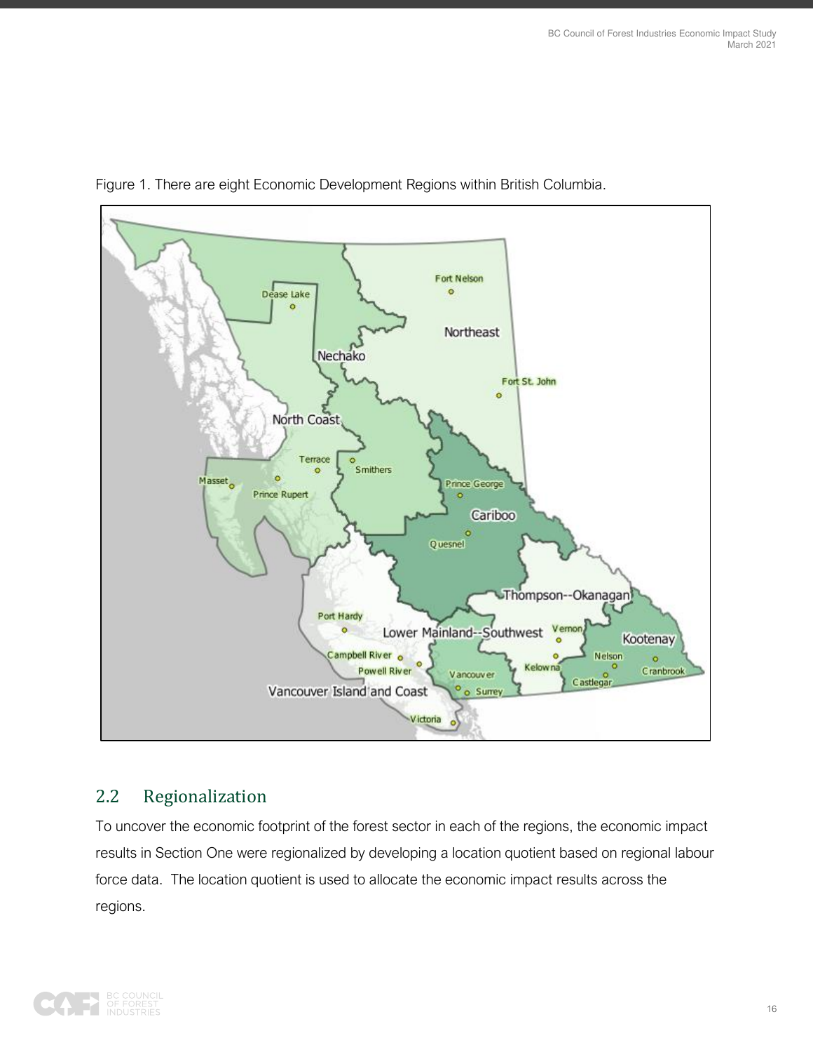Figure 1. There are eight Economic Development Regions within British Columbia.

## 2.2 Regionalization

To uncover the economic footprint of the forest sector in each of the regions, the economic impact results in Section One were regionalized by developing a location quotient based on regional labour force data. The location quotient is used to allocate the economic impact results across the regions.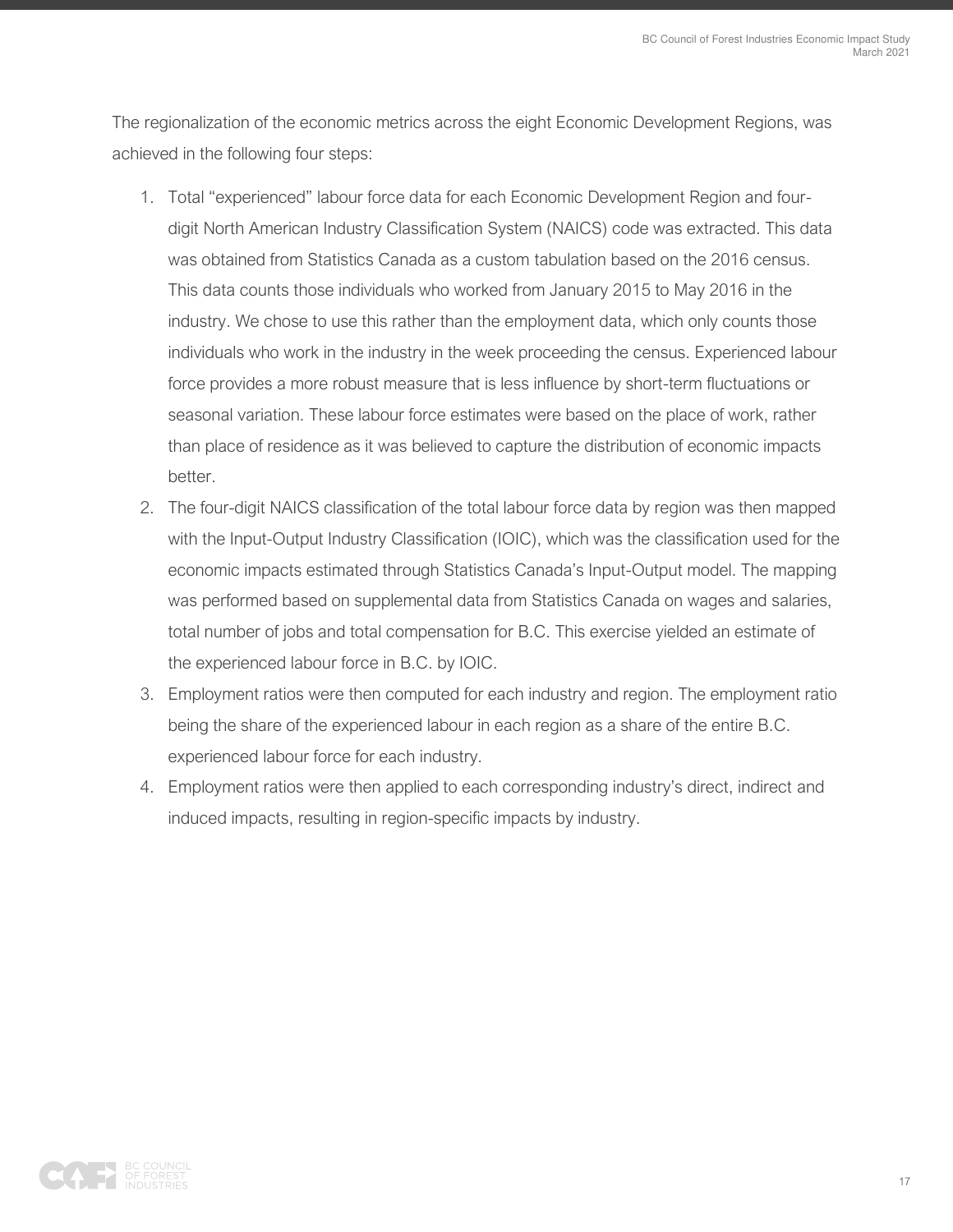The regionalization of the economic metrics across the eight Economic Development Regions, was achieved in the following four steps:

1. Total "experienced" labour force data for each Economic Development Region and four-digit North American Industry Classification System (NAICS) code was extracted. This data was obtained from Statistics Canada as a custom tabulation based on the 2016 census. This data counts those individuals who worked from January 2015 to May 2016 in the industry. We chose to use this rather than the employment data, which only counts those individuals who work in the industry in the week proceeding the census. Experienced labour force provides a more robust measure that is less influence by short-term fluctuations or seasonal variation. These labour force estimates were based on the place of work, rather than place of residence as it was believed to capture the distribution of economic impacts better.
2. The four-digit NAICS classification of the total labour force data by region was then mapped with the Input-Output Industry Classification (IOIC), which was the classification used for the economic impacts estimated through Statistics Canada's Input-Output model. The mapping was performed based on supplemental data from Statistics Canada on wages and salaries, total number of jobs and total compensation for B.C. This exercise yielded an estimate of the experienced labour force in B.C. by IOIC.
3. Employment ratios were then computed for each industry and region. The employment ratio being the share of the experienced labour in each region as a share of the entire B.C. experienced labour force for each industry.
4. Employment ratios were then applied to each corresponding industry's direct, indirect and induced impacts, resulting in region-specific impacts by industry.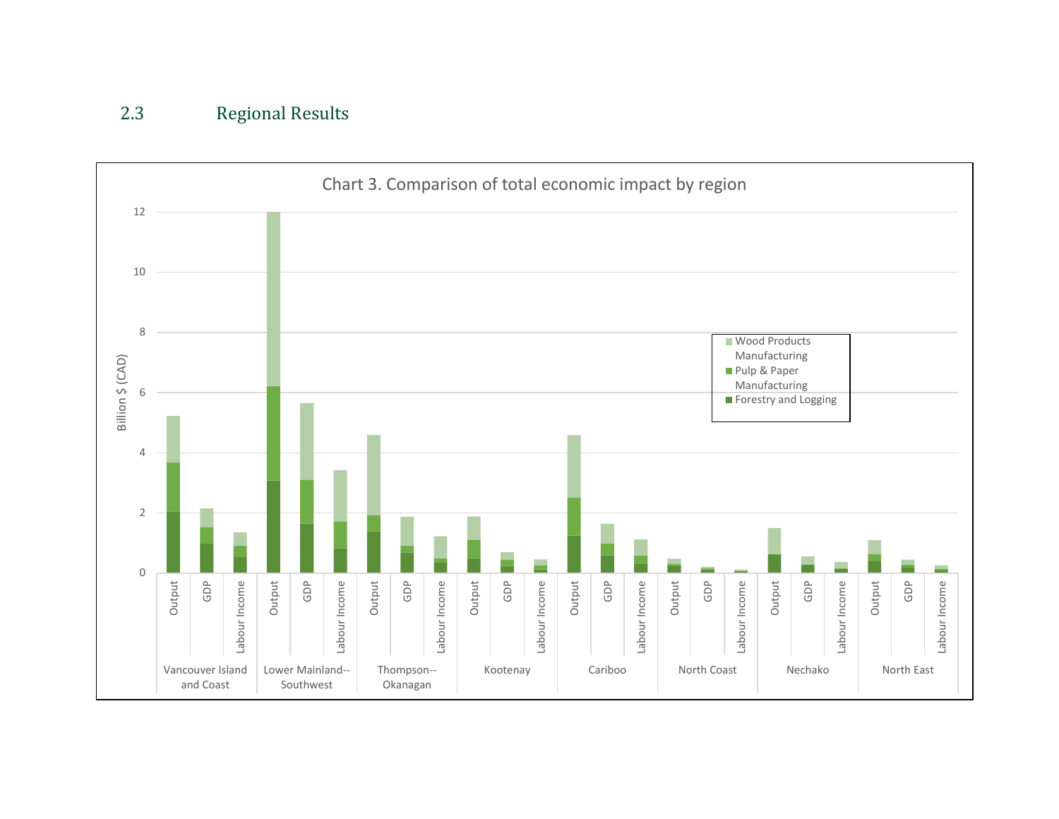## 2.3 Regional Results

Chart 3. Comparison of total economic impact by region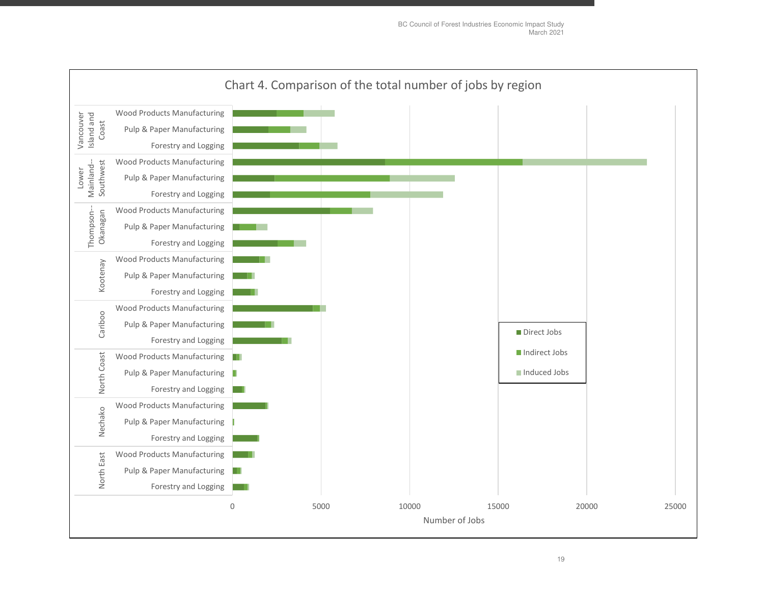Chart 4. Comparison of the total number of jobs by region

| Region | Sector |
|---|---|
| Vancouver Island and Coast | Wood Products Manufacturing |
| | Pulp & Paper Manufacturing |
| | Forestry and Logging |
| Lower Mainland--Southwest | Wood Products Manufacturing |
| | Pulp & Paper Manufacturing |
| | Forestry and Logging |
| Thompson--Okanagan | Wood Products Manufacturing |
| | Pulp & Paper Manufacturing |
| | Forestry and Logging |
| Kootenay | Wood Products Manufacturing |
| | Pulp & Paper Manufacturing |
| | Forestry and Logging |
| Cariboo | Wood Products Manufacturing |
| | Pulp & Paper Manufacturing |
| | Forestry and Logging |
| North Coast | Wood Products Manufacturing |
| | Pulp & Paper Manufacturing |
| | Forestry and Logging |
| Nechako | Wood Products Manufacturing |
| | Pulp & Paper Manufacturing |
| | Forestry and Logging |
| North East | Wood Products Manufacturing |
| | Pulp & Paper Manufacturing |
| | Forestry and Logging |

Legend: Direct Jobs, Indirect Jobs, Induced Jobs

X-axis: Number of Jobs (0, 5000, 10000, 15000, 20000, 25000)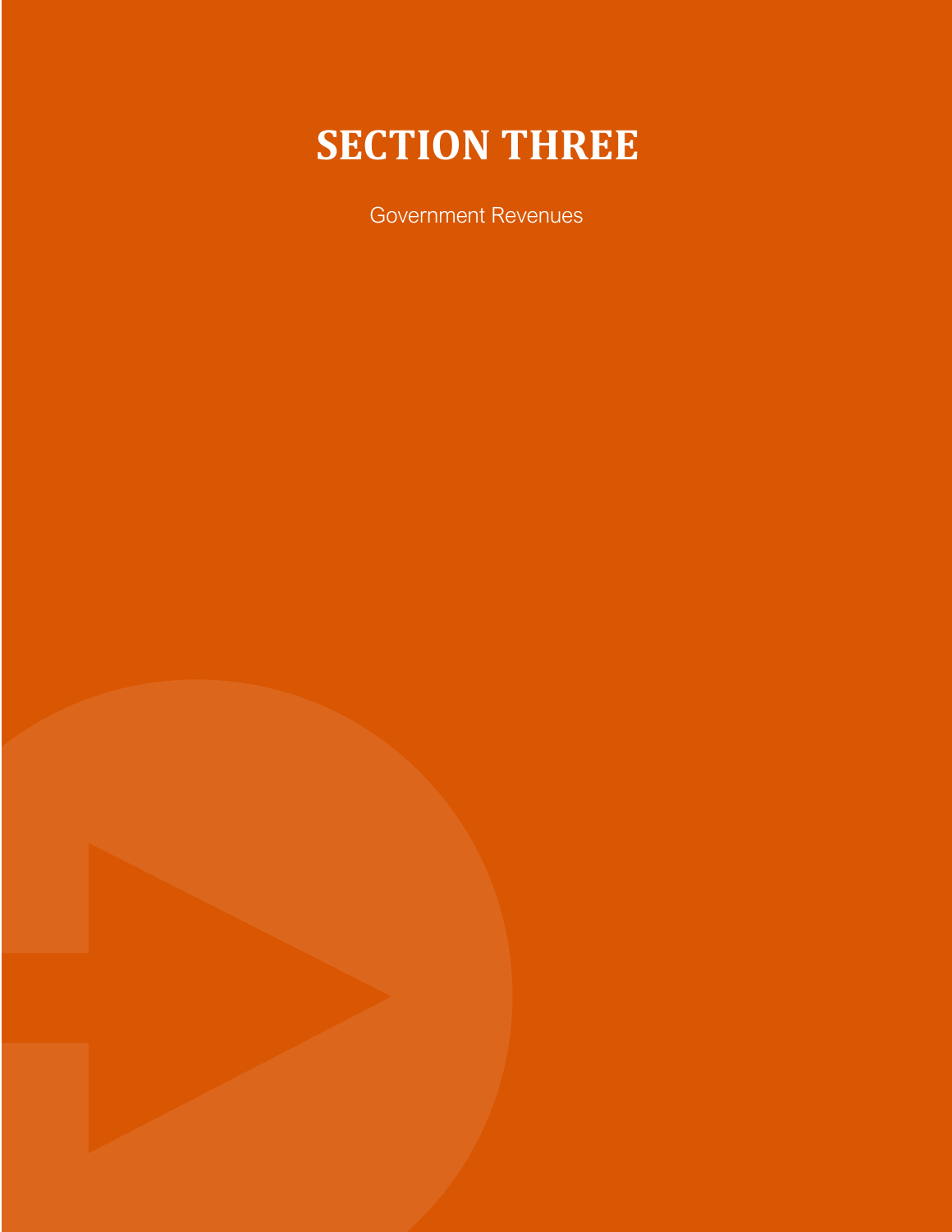# SECTION THREE

Government Revenues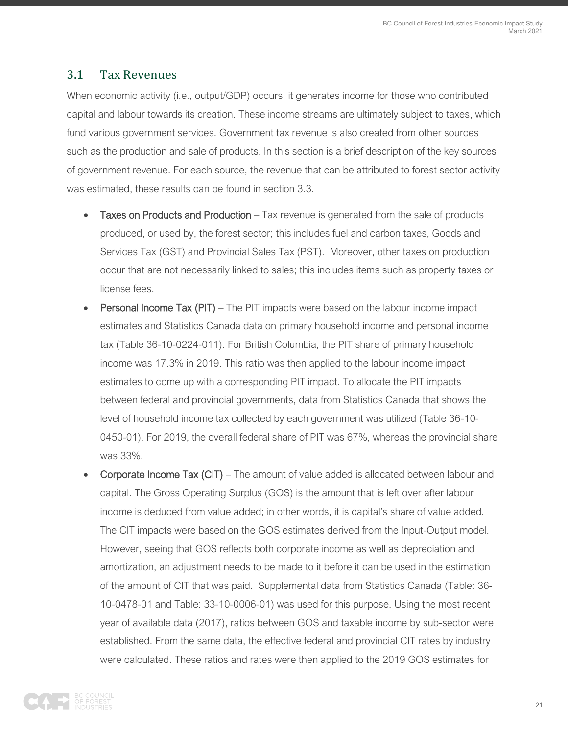## 3.1 Tax Revenues

When economic activity (i.e., output/GDP) occurs, it generates income for those who contributed capital and labour towards its creation. These income streams are ultimately subject to taxes, which fund various government services. Government tax revenue is also created from other sources such as the production and sale of products. In this section is a brief description of the key sources of government revenue. For each source, the revenue that can be attributed to forest sector activity was estimated, these results can be found in section 3.3.

- **Taxes on Products and Production** – Tax revenue is generated from the sale of products produced, or used by, the forest sector; this includes fuel and carbon taxes, Goods and Services Tax (GST) and Provincial Sales Tax (PST). Moreover, other taxes on production occur that are not necessarily linked to sales; this includes items such as property taxes or license fees.
- **Personal Income Tax (PIT)** – The PIT impacts were based on the labour income impact estimates and Statistics Canada data on primary household income and personal income tax (Table 36-10-0224-011). For British Columbia, the PIT share of primary household income was 17.3% in 2019. This ratio was then applied to the labour income impact estimates to come up with a corresponding PIT impact. To allocate the PIT impacts between federal and provincial governments, data from Statistics Canada that shows the level of household income tax collected by each government was utilized (Table 36-10-0450-01). For 2019, the overall federal share of PIT was 67%, whereas the provincial share was 33%.
- **Corporate Income Tax (CIT)** – The amount of value added is allocated between labour and capital. The Gross Operating Surplus (GOS) is the amount that is left over after labour income is deduced from value added; in other words, it is capital's share of value added. The CIT impacts were based on the GOS estimates derived from the Input-Output model. However, seeing that GOS reflects both corporate income as well as depreciation and amortization, an adjustment needs to be made to it before it can be used in the estimation of the amount of CIT that was paid. Supplemental data from Statistics Canada (Table: 36-10-0478-01 and Table: 33-10-0006-01) was used for this purpose. Using the most recent year of available data (2017), ratios between GOS and taxable income by sub-sector were established. From the same data, the effective federal and provincial CIT rates by industry were calculated. These ratios and rates were then applied to the 2019 GOS estimates for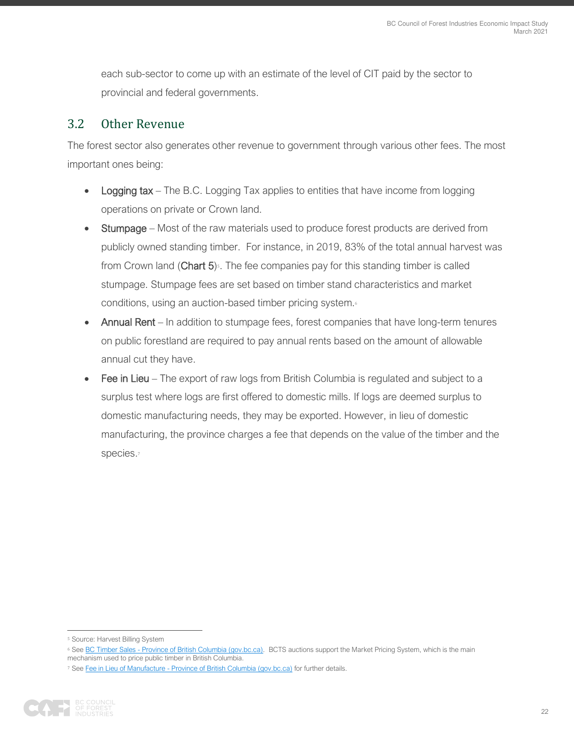each sub-sector to come up with an estimate of the level of CIT paid by the sector to provincial and federal governments.

## 3.2 Other Revenue

The forest sector also generates other revenue to government through various other fees. The most important ones being:

- **Logging tax** – The B.C. Logging Tax applies to entities that have income from logging operations on private or Crown land.
- **Stumpage** – Most of the raw materials used to produce forest products are derived from publicly owned standing timber. For instance, in 2019, 83% of the total annual harvest was from Crown land (**Chart 5**)[5]. The fee companies pay for this standing timber is called stumpage. Stumpage fees are set based on timber stand characteristics and market conditions, using an auction-based timber pricing system.[6]
- **Annual Rent** – In addition to stumpage fees, forest companies that have long-term tenures on public forestland are required to pay annual rents based on the amount of allowable annual cut they have.
- **Fee in Lieu** – The export of raw logs from British Columbia is regulated and subject to a surplus test where logs are first offered to domestic mills. If logs are deemed surplus to domestic manufacturing needs, they may be exported. However, in lieu of domestic manufacturing, the province charges a fee that depends on the value of the timber and the species.[7]

---

[5] Source: Harvest Billing System

[6] See BC Timber Sales - Province of British Columbia (gov.bc.ca). BCTS auctions support the Market Pricing System, which is the main mechanism used to price public timber in British Columbia.

[7] See Fee in Lieu of Manufacture - Province of British Columbia (gov.bc.ca) for further details.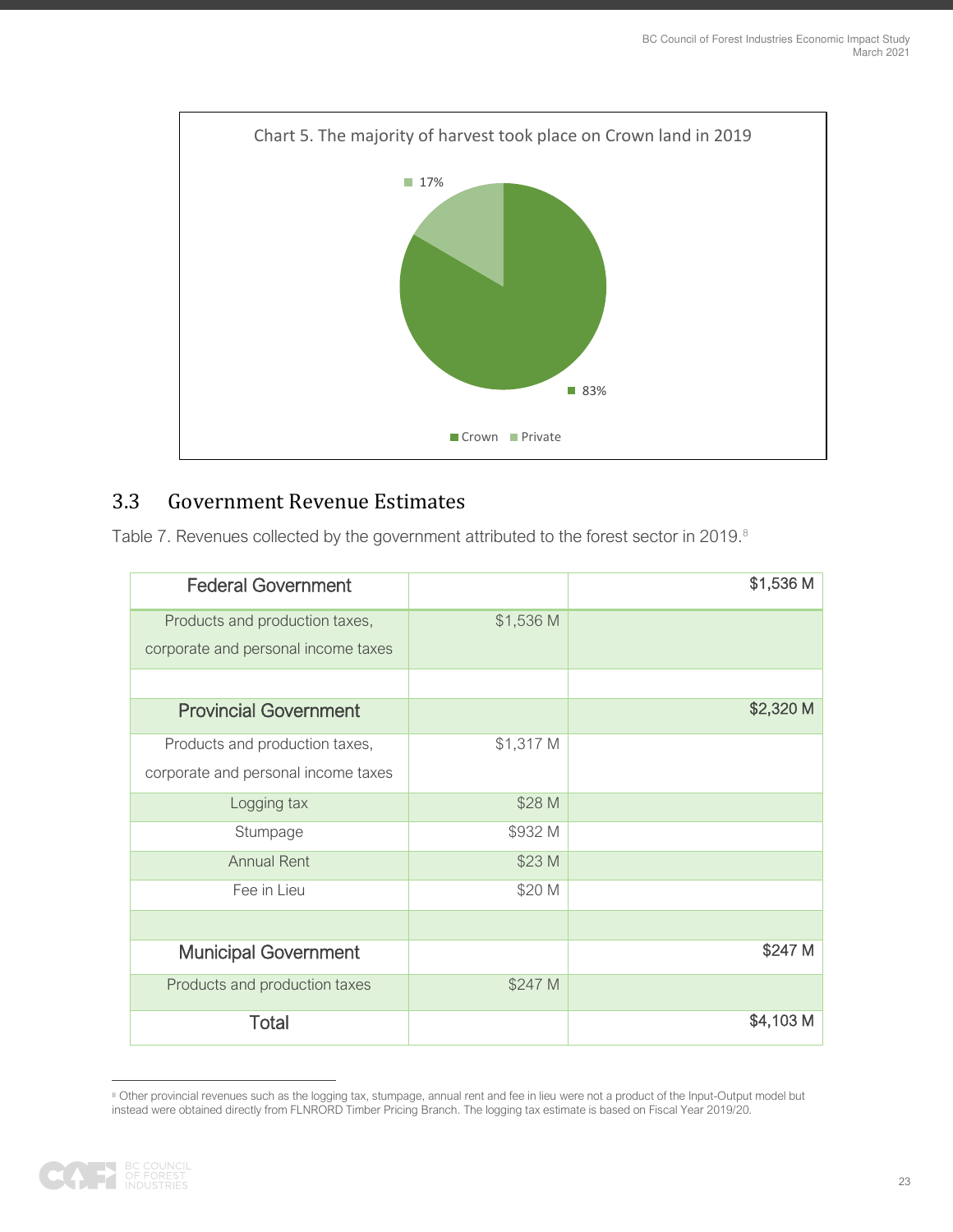Chart 5. The majority of harvest took place on Crown land in 2019

17%

83%

Crown  Private

## 3.3 Government Revenue Estimates

Table 7. Revenues collected by the government attributed to the forest sector in 2019.[8]

| Federal Government | | $1,536 M |
|---|---|---|
| Products and production taxes, corporate and personal income taxes | $1,536 M | |
| | | |
| **Provincial Government** | | $2,320 M |
| Products and production taxes, corporate and personal income taxes | $1,317 M | |
| Logging tax | $28 M | |
| Stumpage | $932 M | |
| Annual Rent | $23 M | |
| Fee in Lieu | $20 M | |
| | | |
| **Municipal Government** | | $247 M |
| Products and production taxes | $247 M | |
| **Total** | | $4,103 M |

[8] Other provincial revenues such as the logging tax, stumpage, annual rent and fee in lieu were not a product of the Input-Output model but instead were obtained directly from FLNRORD Timber Pricing Branch. The logging tax estimate is based on Fiscal Year 2019/20.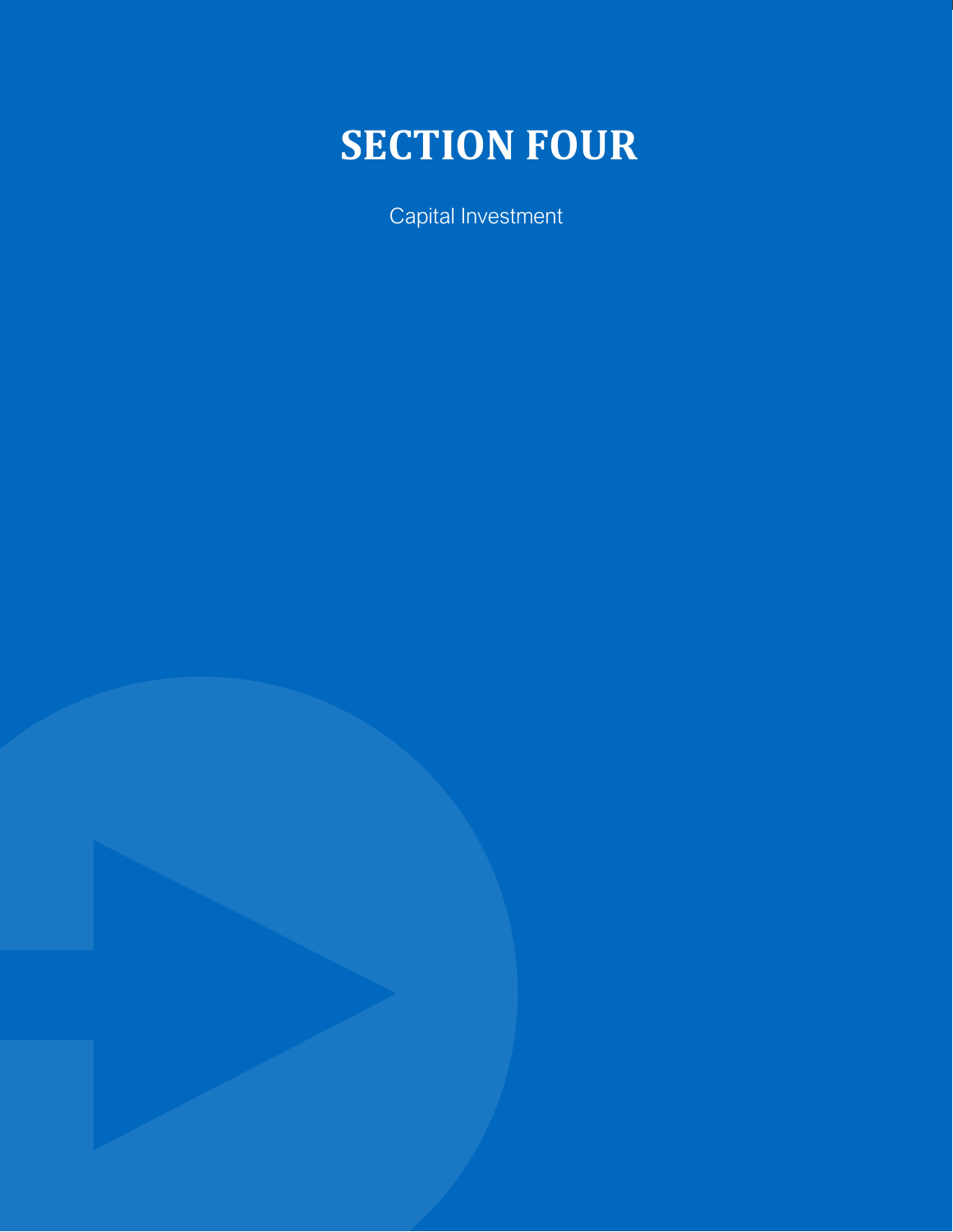# SECTION FOUR

Capital Investment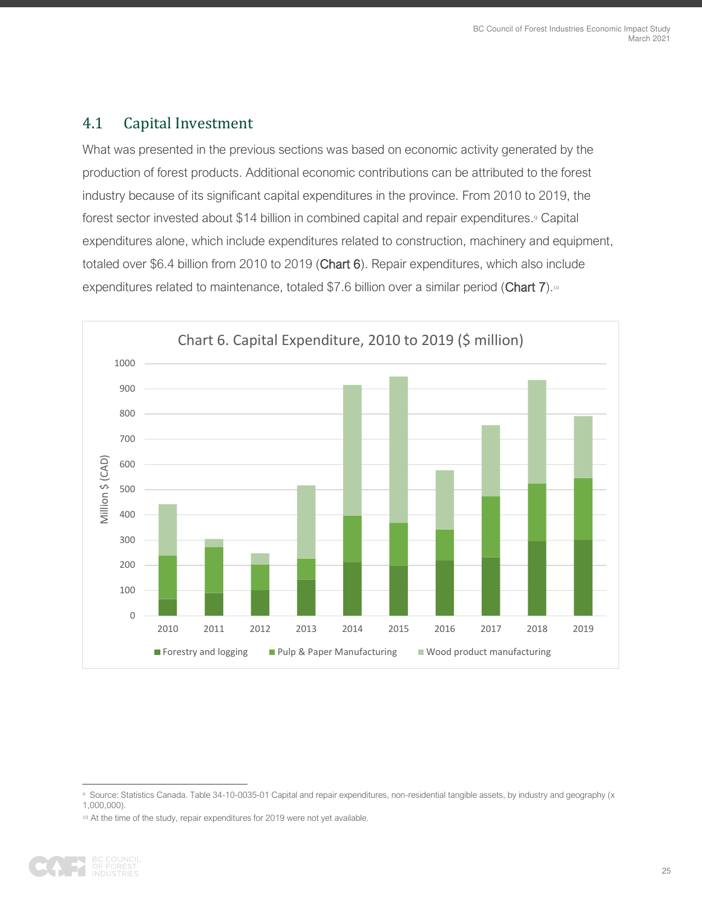## 4.1 Capital Investment

What was presented in the previous sections was based on economic activity generated by the production of forest products. Additional economic contributions can be attributed to the forest industry because of its significant capital expenditures in the province. From 2010 to 2019, the forest sector invested about $14 billion in combined capital and repair expenditures.[9] Capital expenditures alone, which include expenditures related to construction, machinery and equipment, totaled over $6.4 billion from 2010 to 2019 (Chart 6). Repair expenditures, which also include expenditures related to maintenance, totaled $7.6 billion over a similar period (Chart 7).[10]

Chart 6. Capital Expenditure, 2010 to 2019 ($ million)

[9] Source: Statistics Canada. Table 34-10-0035-01 Capital and repair expenditures, non-residential tangible assets, by industry and geography (x 1,000,000).

[10] At the time of the study, repair expenditures for 2019 were not yet available.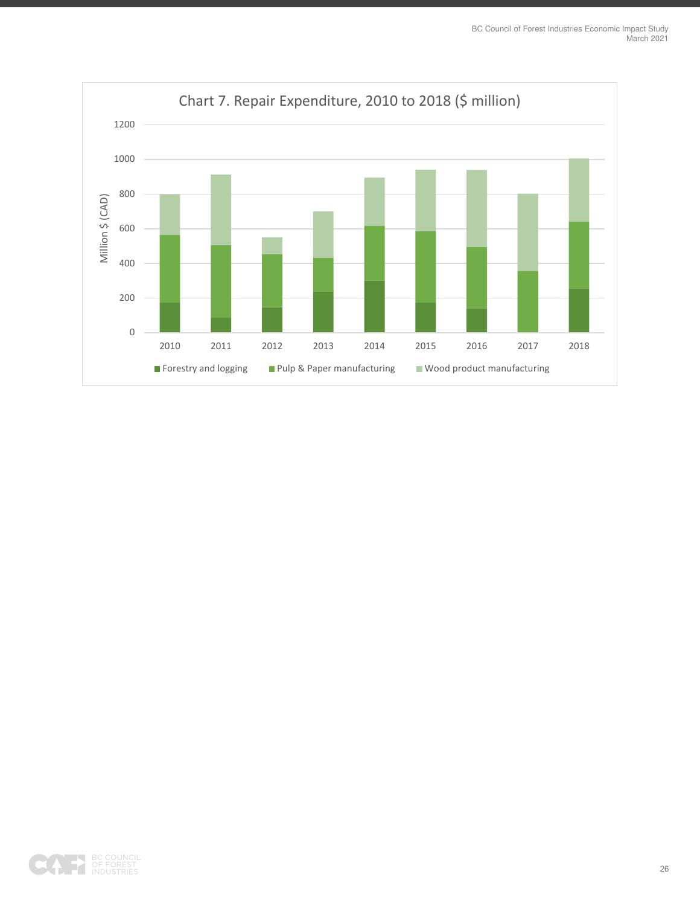Chart 7. Repair Expenditure, 2010 to 2018 ($ million)

Million $ (CAD)

1200
1000
800
600
400
200
0

2010 2011 2012 2013 2014 2015 2016 2017 2018

Forestry and logging | Pulp & Paper manufacturing | Wood product manufacturing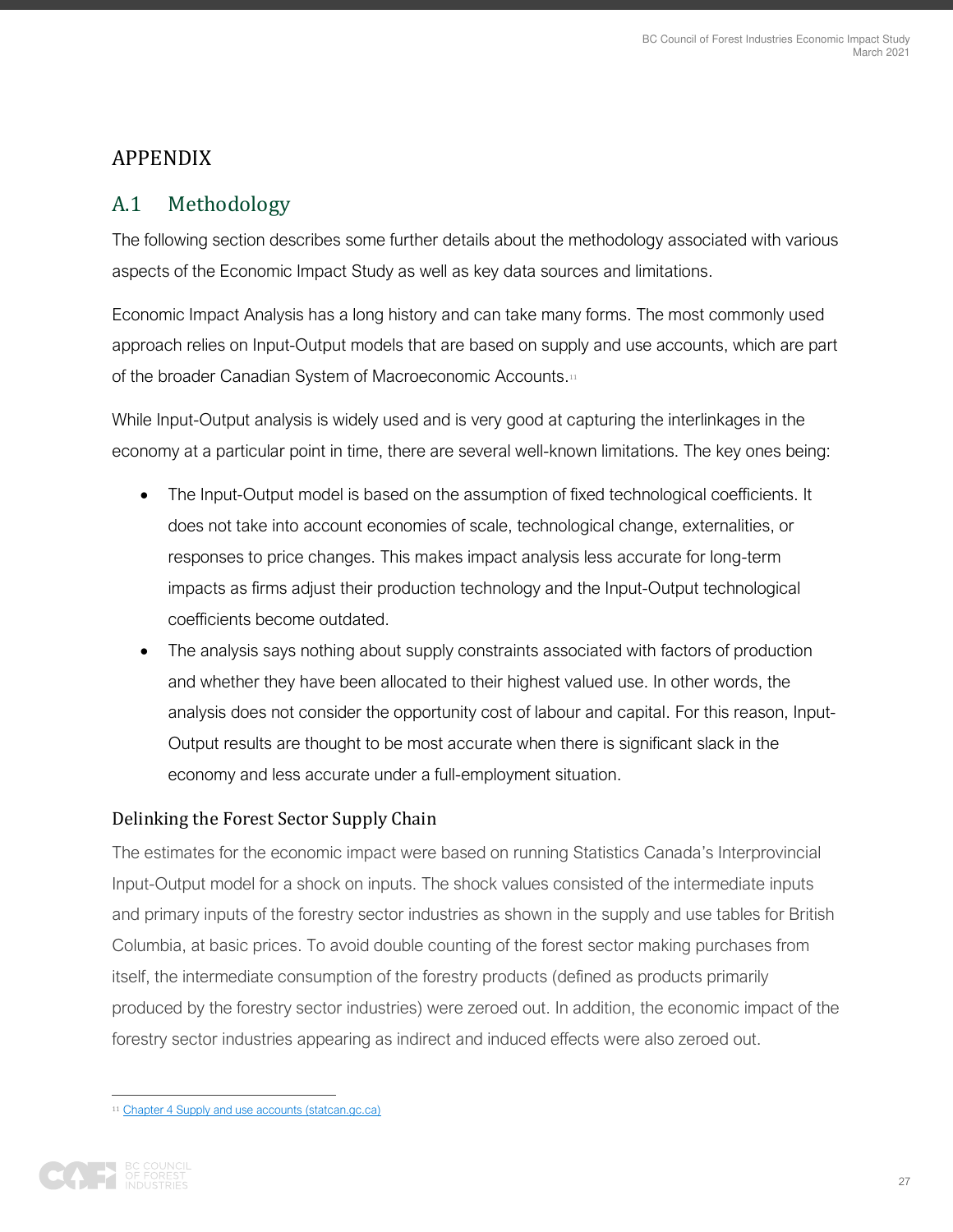# APPENDIX

## A.1 Methodology

The following section describes some further details about the methodology associated with various aspects of the Economic Impact Study as well as key data sources and limitations.

Economic Impact Analysis has a long history and can take many forms. The most commonly used approach relies on Input-Output models that are based on supply and use accounts, which are part of the broader Canadian System of Macroeconomic Accounts.[11]

While Input-Output analysis is widely used and is very good at capturing the interlinkages in the economy at a particular point in time, there are several well-known limitations. The key ones being:

- The Input-Output model is based on the assumption of fixed technological coefficients. It does not take into account economies of scale, technological change, externalities, or responses to price changes. This makes impact analysis less accurate for long-term impacts as firms adjust their production technology and the Input-Output technological coefficients become outdated.
- The analysis says nothing about supply constraints associated with factors of production and whether they have been allocated to their highest valued use. In other words, the analysis does not consider the opportunity cost of labour and capital. For this reason, Input-Output results are thought to be most accurate when there is significant slack in the economy and less accurate under a full-employment situation.

### Delinking the Forest Sector Supply Chain

The estimates for the economic impact were based on running Statistics Canada's Interprovincial Input-Output model for a shock on inputs. The shock values consisted of the intermediate inputs and primary inputs of the forestry sector industries as shown in the supply and use tables for British Columbia, at basic prices. To avoid double counting of the forest sector making purchases from itself, the intermediate consumption of the forestry products (defined as products primarily produced by the forestry sector industries) were zeroed out. In addition, the economic impact of the forestry sector industries appearing as indirect and induced effects were also zeroed out.

[11] Chapter 4 Supply and use accounts (statcan.gc.ca)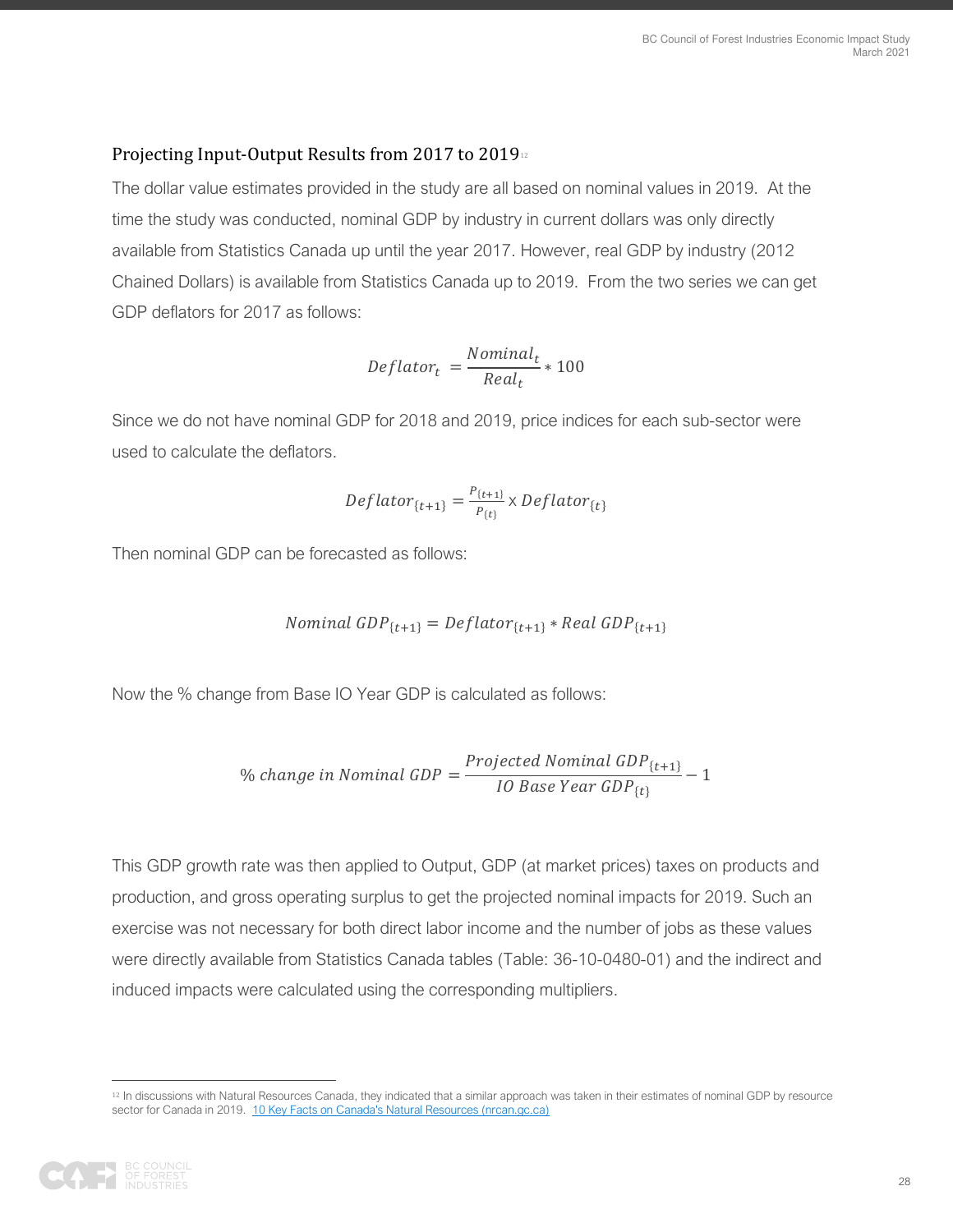### Projecting Input-Output Results from 2017 to 2019[12]

The dollar value estimates provided in the study are all based on nominal values in 2019. At the time the study was conducted, nominal GDP by industry in current dollars was only directly available from Statistics Canada up until the year 2017. However, real GDP by industry (2012 Chained Dollars) is available from Statistics Canada up to 2019. From the two series we can get GDP deflators for 2017 as follows:

$$Deflator_t = \frac{Nominal_t}{Real_t} * 100$$

Since we do not have nominal GDP for 2018 and 2019, price indices for each sub-sector were used to calculate the deflators.

$$Deflator_{\{t+1\}} = \frac{P_{\{t+1\}}}{P_{\{t\}}} \text{ x } Deflator_{\{t\}}$$

Then nominal GDP can be forecasted as follows:

$$Nominal\ GDP_{\{t+1\}} = Deflator_{\{t+1\}} * Real\ GDP_{\{t+1\}}$$

Now the % change from Base IO Year GDP is calculated as follows:

$$\%\ change\ in\ Nominal\ GDP = \frac{Projected\ Nominal\ GDP_{\{t+1\}}}{IO\ Base\ Year\ GDP_{\{t\}}} - 1$$

This GDP growth rate was then applied to Output, GDP (at market prices) taxes on products and production, and gross operating surplus to get the projected nominal impacts for 2019. Such an exercise was not necessary for both direct labor income and the number of jobs as these values were directly available from Statistics Canada tables (Table: 36-10-0480-01) and the indirect and induced impacts were calculated using the corresponding multipliers.

[12] In discussions with Natural Resources Canada, they indicated that a similar approach was taken in their estimates of nominal GDP by resource sector for Canada in 2019. 10 Key Facts on Canada's Natural Resources (nrcan.gc.ca)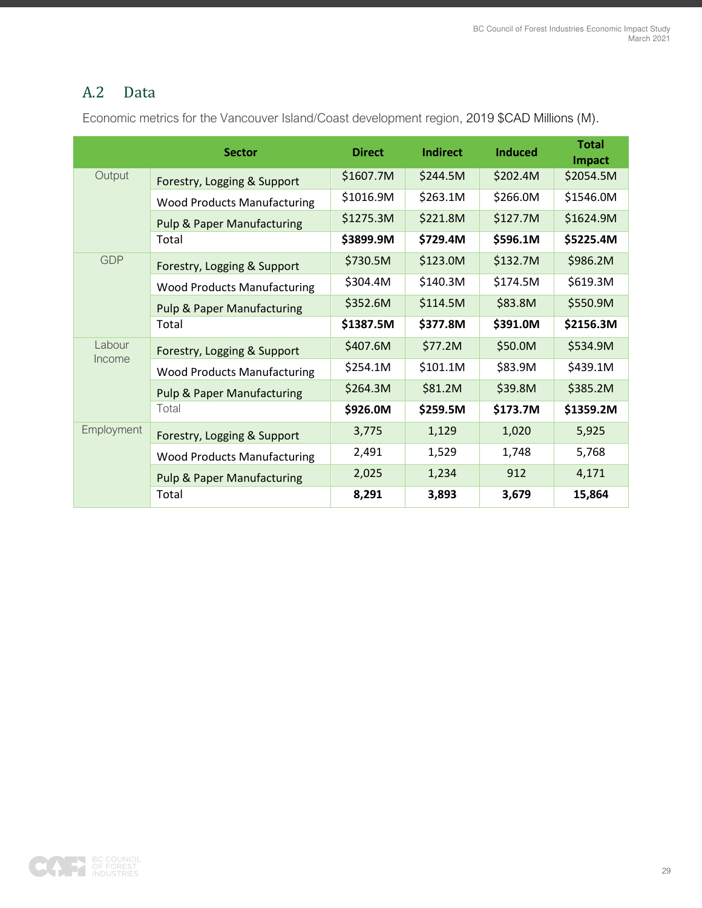## A.2 Data

Economic metrics for the Vancouver Island/Coast development region, 2019 $CAD Millions (M).

| | Sector | Direct | Indirect | Induced | Total Impact |
|---|---|---|---|---|---|
| Output | Forestry, Logging & Support | $1607.7M | $244.5M | $202.4M | $2054.5M |
| | Wood Products Manufacturing | $1016.9M | $263.1M | $266.0M | $1546.0M |
| | Pulp & Paper Manufacturing | $1275.3M | $221.8M | $127.7M | $1624.9M |
| | Total | **$3899.9M** | **$729.4M** | **$596.1M** | **$5225.4M** |
| GDP | Forestry, Logging & Support | $730.5M | $123.0M | $132.7M | $986.2M |
| | Wood Products Manufacturing | $304.4M | $140.3M | $174.5M | $619.3M |
| | Pulp & Paper Manufacturing | $352.6M | $114.5M | $83.8M | $550.9M |
| | Total | **$1387.5M** | **$377.8M** | **$391.0M** | **$2156.3M** |
| Labour Income | Forestry, Logging & Support | $407.6M | $77.2M | $50.0M | $534.9M |
| | Wood Products Manufacturing | $254.1M | $101.1M | $83.9M | $439.1M |
| | Pulp & Paper Manufacturing | $264.3M | $81.2M | $39.8M | $385.2M |
| | Total | **$926.0M** | **$259.5M** | **$173.7M** | **$1359.2M** |
| Employment | Forestry, Logging & Support | 3,775 | 1,129 | 1,020 | 5,925 |
| | Wood Products Manufacturing | 2,491 | 1,529 | 1,748 | 5,768 |
| | Pulp & Paper Manufacturing | 2,025 | 1,234 | 912 | 4,171 |
| | Total | **8,291** | **3,893** | **3,679** | **15,864** |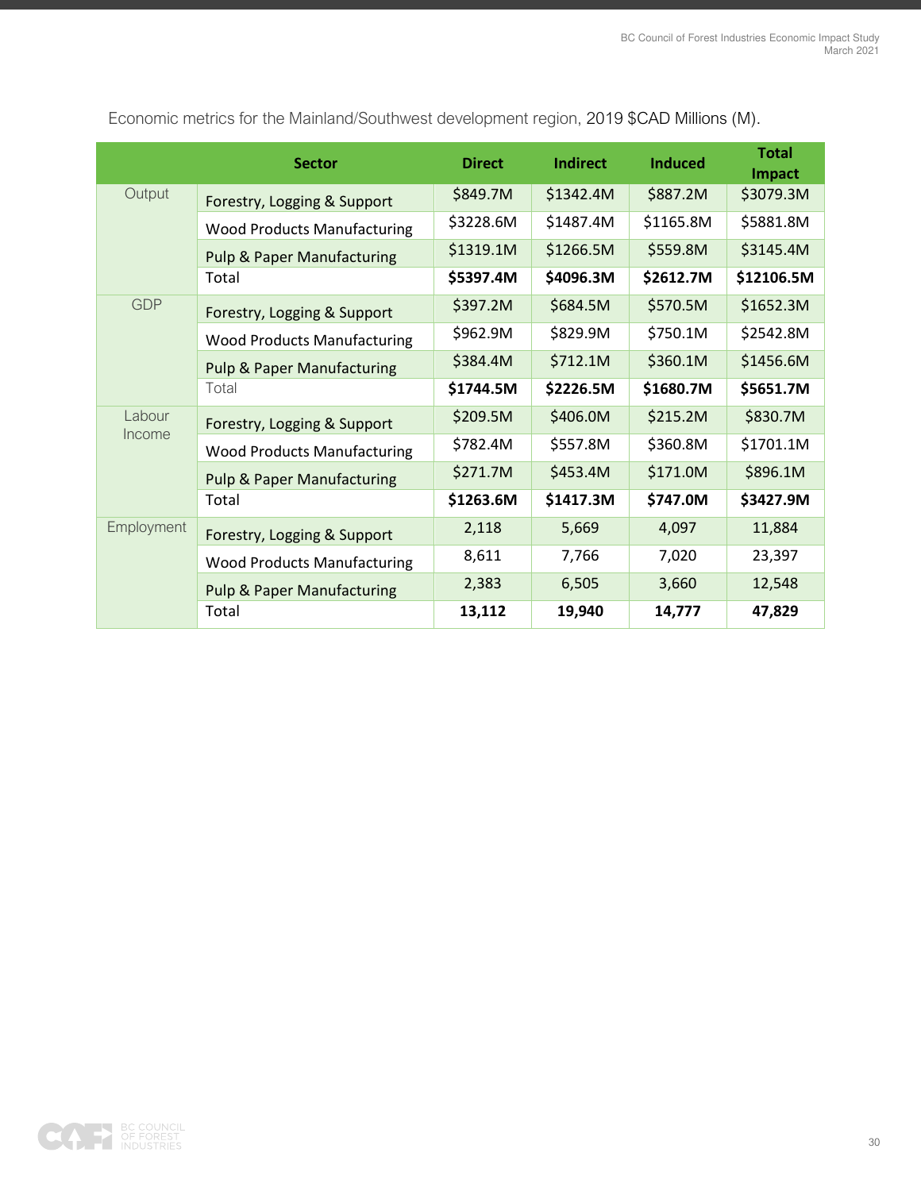Economic metrics for the Mainland/Southwest development region, 2019 $CAD Millions (M).

| | Sector | Direct | Indirect | Induced | Total Impact |
|---|---|---|---|---|---|
| Output | Forestry, Logging & Support | $849.7M | $1342.4M | $887.2M | $3079.3M |
| | Wood Products Manufacturing | $3228.6M | $1487.4M | $1165.8M | $5881.8M |
| | Pulp & Paper Manufacturing | $1319.1M | $1266.5M | $559.8M | $3145.4M |
| | Total | **$5397.4M** | **$4096.3M** | **$2612.7M** | **$12106.5M** |
| GDP | Forestry, Logging & Support | $397.2M | $684.5M | $570.5M | $1652.3M |
| | Wood Products Manufacturing | $962.9M | $829.9M | $750.1M | $2542.8M |
| | Pulp & Paper Manufacturing | $384.4M | $712.1M | $360.1M | $1456.6M |
| | Total | **$1744.5M** | **$2226.5M** | **$1680.7M** | **$5651.7M** |
| Labour Income | Forestry, Logging & Support | $209.5M | $406.0M | $215.2M | $830.7M |
| | Wood Products Manufacturing | $782.4M | $557.8M | $360.8M | $1701.1M |
| | Pulp & Paper Manufacturing | $271.7M | $453.4M | $171.0M | $896.1M |
| | Total | **$1263.6M** | **$1417.3M** | **$747.0M** | **$3427.9M** |
| Employment | Forestry, Logging & Support | 2,118 | 5,669 | 4,097 | 11,884 |
| | Wood Products Manufacturing | 8,611 | 7,766 | 7,020 | 23,397 |
| | Pulp & Paper Manufacturing | 2,383 | 6,505 | 3,660 | 12,548 |
| | Total | **13,112** | **19,940** | **14,777** | **47,829** |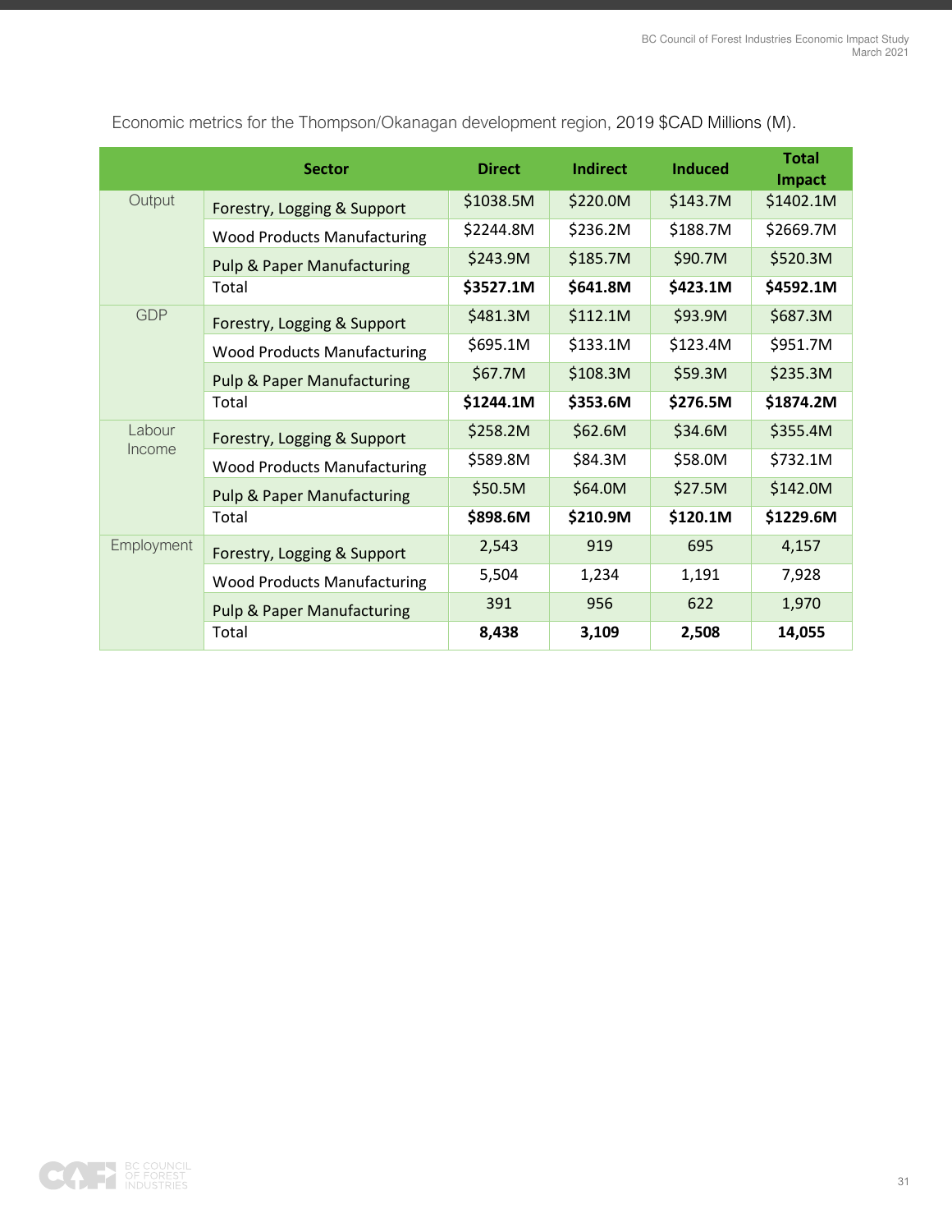Economic metrics for the Thompson/Okanagan development region, 2019 $CAD Millions (M).

| | Sector | Direct | Indirect | Induced | Total Impact |
|---|---|---|---|---|---|
| Output | Forestry, Logging & Support | $1038.5M | $220.0M | $143.7M | $1402.1M |
| | Wood Products Manufacturing | $2244.8M | $236.2M | $188.7M | $2669.7M |
| | Pulp & Paper Manufacturing | $243.9M | $185.7M | $90.7M | $520.3M |
| | Total | **$3527.1M** | **$641.8M** | **$423.1M** | **$4592.1M** |
| GDP | Forestry, Logging & Support | $481.3M | $112.1M | $93.9M | $687.3M |
| | Wood Products Manufacturing | $695.1M | $133.1M | $123.4M | $951.7M |
| | Pulp & Paper Manufacturing | $67.7M | $108.3M | $59.3M | $235.3M |
| | Total | **$1244.1M** | **$353.6M** | **$276.5M** | **$1874.2M** |
| Labour Income | Forestry, Logging & Support | $258.2M | $62.6M | $34.6M | $355.4M |
| | Wood Products Manufacturing | $589.8M | $84.3M | $58.0M | $732.1M |
| | Pulp & Paper Manufacturing | $50.5M | $64.0M | $27.5M | $142.0M |
| | Total | **$898.6M** | **$210.9M** | **$120.1M** | **$1229.6M** |
| Employment | Forestry, Logging & Support | 2,543 | 919 | 695 | 4,157 |
| | Wood Products Manufacturing | 5,504 | 1,234 | 1,191 | 7,928 |
| | Pulp & Paper Manufacturing | 391 | 956 | 622 | 1,970 |
| | Total | **8,438** | **3,109** | **2,508** | **14,055** |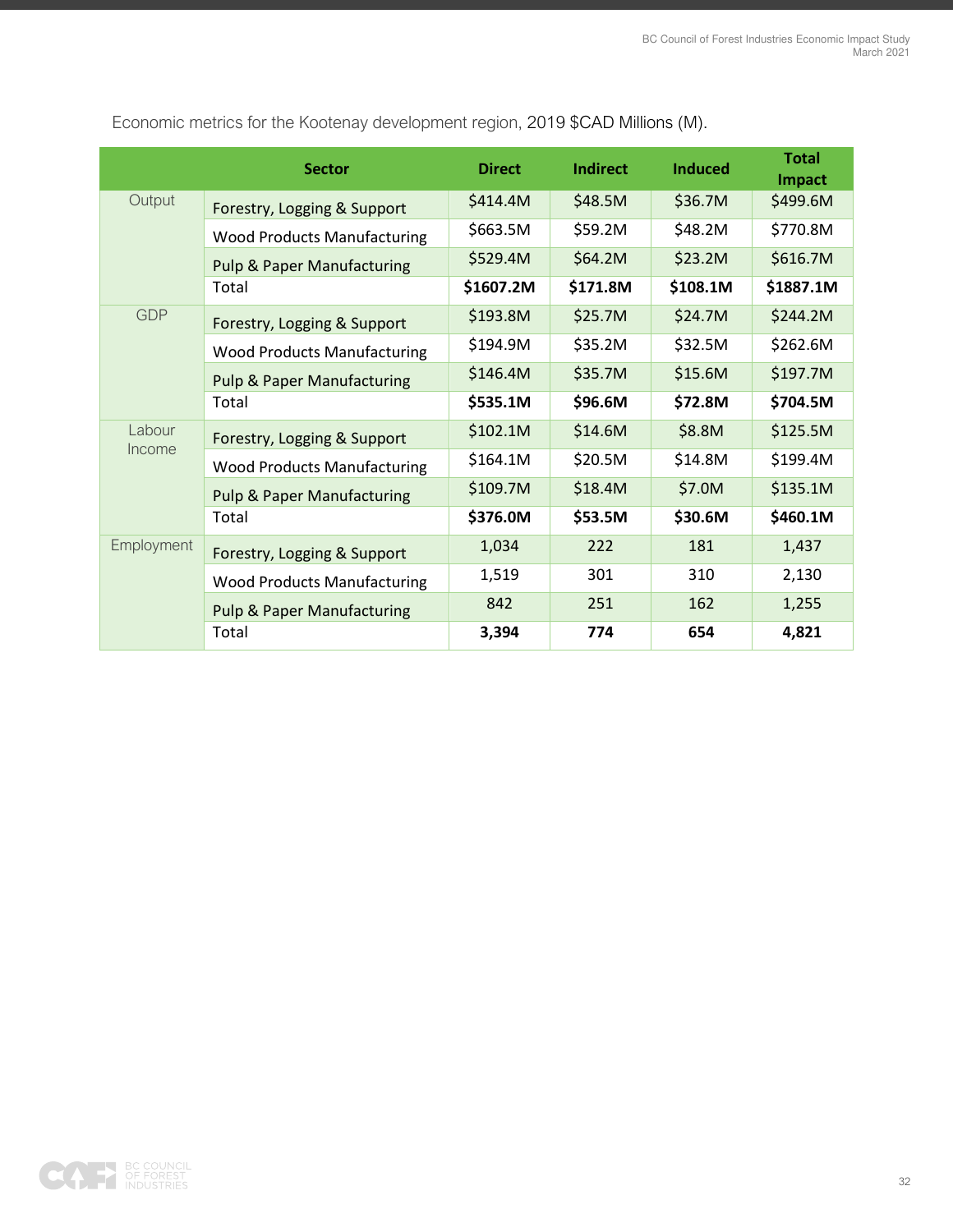Economic metrics for the Kootenay development region, 2019 $CAD Millions (M).

| | Sector | Direct | Indirect | Induced | Total Impact |
|---|---|---|---|---|---|
| Output | Forestry, Logging & Support | $414.4M | $48.5M | $36.7M | $499.6M |
| | Wood Products Manufacturing | $663.5M | $59.2M | $48.2M | $770.8M |
| | Pulp & Paper Manufacturing | $529.4M | $64.2M | $23.2M | $616.7M |
| | Total | **$1607.2M** | **$171.8M** | **$108.1M** | **$1887.1M** |
| GDP | Forestry, Logging & Support | $193.8M | $25.7M | $24.7M | $244.2M |
| | Wood Products Manufacturing | $194.9M | $35.2M | $32.5M | $262.6M |
| | Pulp & Paper Manufacturing | $146.4M | $35.7M | $15.6M | $197.7M |
| | Total | **$535.1M** | **$96.6M** | **$72.8M** | **$704.5M** |
| Labour Income | Forestry, Logging & Support | $102.1M | $14.6M | $8.8M | $125.5M |
| | Wood Products Manufacturing | $164.1M | $20.5M | $14.8M | $199.4M |
| | Pulp & Paper Manufacturing | $109.7M | $18.4M | $7.0M | $135.1M |
| | Total | **$376.0M** | **$53.5M** | **$30.6M** | **$460.1M** |
| Employment | Forestry, Logging & Support | 1,034 | 222 | 181 | 1,437 |
| | Wood Products Manufacturing | 1,519 | 301 | 310 | 2,130 |
| | Pulp & Paper Manufacturing | 842 | 251 | 162 | 1,255 |
| | Total | **3,394** | **774** | **654** | **4,821** |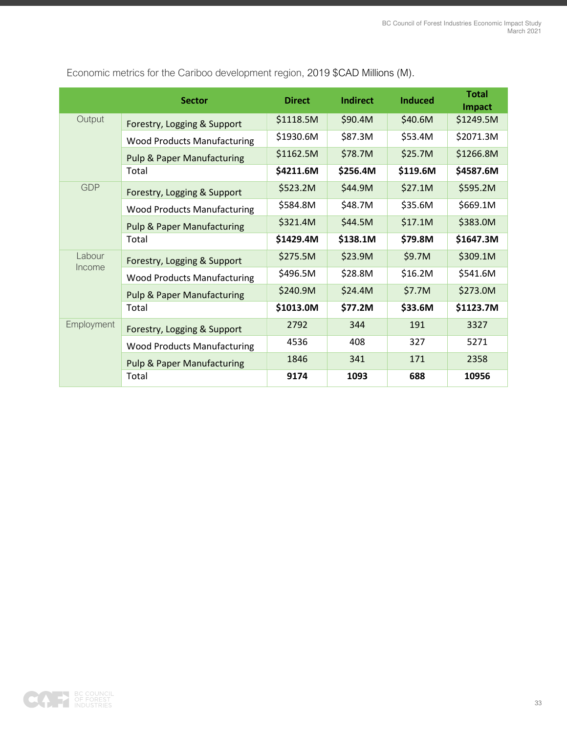Economic metrics for the Cariboo development region, 2019 $CAD Millions (M).

| | Sector | Direct | Indirect | Induced | Total Impact |
|---|---|---|---|---|---|
| Output | Forestry, Logging & Support | $1118.5M | $90.4M | $40.6M | $1249.5M |
| | Wood Products Manufacturing | $1930.6M | $87.3M | $53.4M | $2071.3M |
| | Pulp & Paper Manufacturing | $1162.5M | $78.7M | $25.7M | $1266.8M |
| | Total | **$4211.6M** | **$256.4M** | **$119.6M** | **$4587.6M** |
| GDP | Forestry, Logging & Support | $523.2M | $44.9M | $27.1M | $595.2M |
| | Wood Products Manufacturing | $584.8M | $48.7M | $35.6M | $669.1M |
| | Pulp & Paper Manufacturing | $321.4M | $44.5M | $17.1M | $383.0M |
| | Total | **$1429.4M** | **$138.1M** | **$79.8M** | **$1647.3M** |
| Labour Income | Forestry, Logging & Support | $275.5M | $23.9M | $9.7M | $309.1M |
| | Wood Products Manufacturing | $496.5M | $28.8M | $16.2M | $541.6M |
| | Pulp & Paper Manufacturing | $240.9M | $24.4M | $7.7M | $273.0M |
| | Total | **$1013.0M** | **$77.2M** | **$33.6M** | **$1123.7M** |
| Employment | Forestry, Logging & Support | 2792 | 344 | 191 | 3327 |
| | Wood Products Manufacturing | 4536 | 408 | 327 | 5271 |
| | Pulp & Paper Manufacturing | 1846 | 341 | 171 | 2358 |
| | Total | **9174** | **1093** | **688** | **10956** |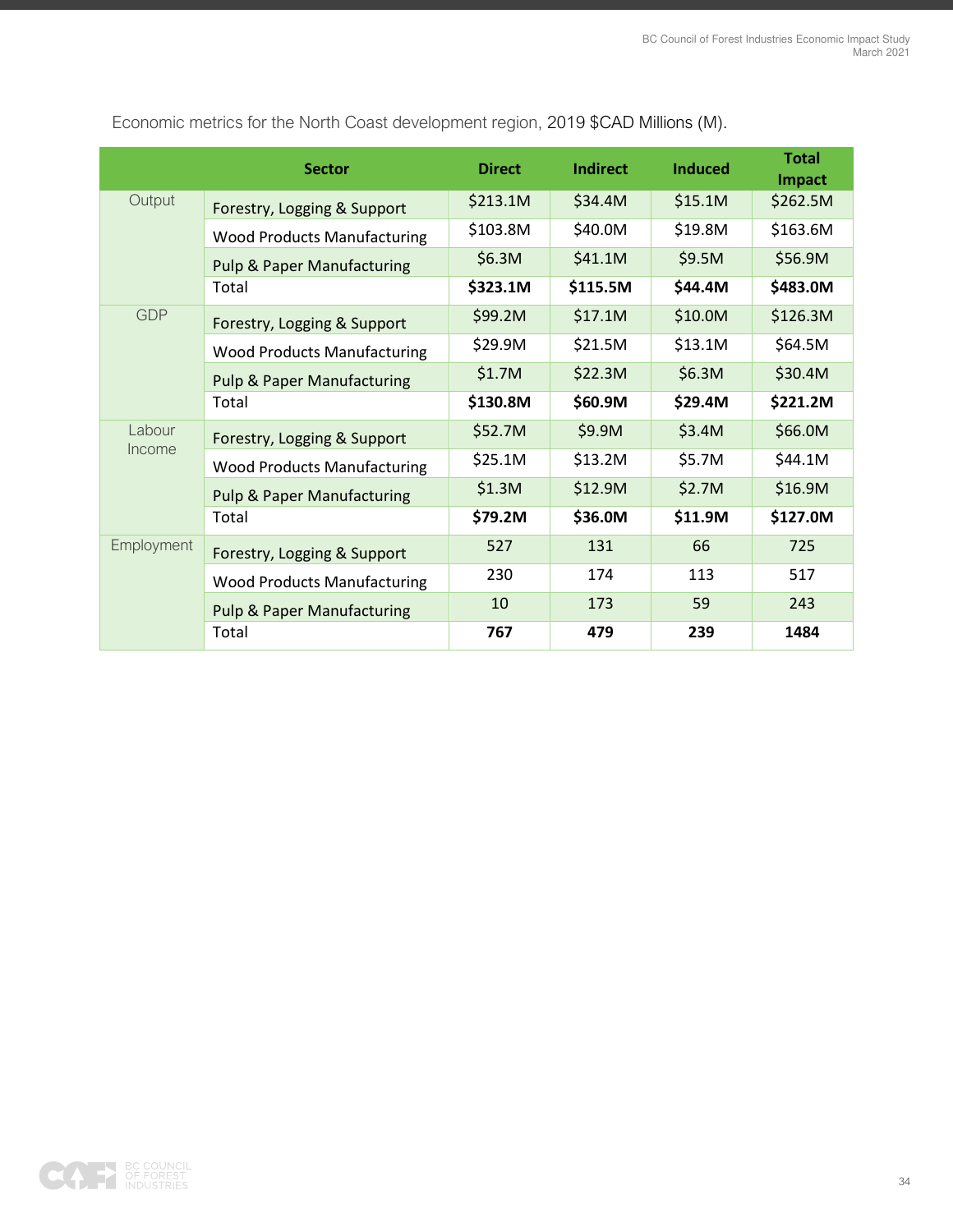Economic metrics for the North Coast development region, 2019 $CAD Millions (M).

| | Sector | Direct | Indirect | Induced | Total Impact |
|---|---|---|---|---|---|
| Output | Forestry, Logging & Support | $213.1M | $34.4M | $15.1M | $262.5M |
| | Wood Products Manufacturing | $103.8M | $40.0M | $19.8M | $163.6M |
| | Pulp & Paper Manufacturing | $6.3M | $41.1M | $9.5M | $56.9M |
| | Total | **$323.1M** | **$115.5M** | **$44.4M** | **$483.0M** |
| GDP | Forestry, Logging & Support | $99.2M | $17.1M | $10.0M | $126.3M |
| | Wood Products Manufacturing | $29.9M | $21.5M | $13.1M | $64.5M |
| | Pulp & Paper Manufacturing | $1.7M | $22.3M | $6.3M | $30.4M |
| | Total | **$130.8M** | **$60.9M** | **$29.4M** | **$221.2M** |
| Labour Income | Forestry, Logging & Support | $52.7M | $9.9M | $3.4M | $66.0M |
| | Wood Products Manufacturing | $25.1M | $13.2M | $5.7M | $44.1M |
| | Pulp & Paper Manufacturing | $1.3M | $12.9M | $2.7M | $16.9M |
| | Total | **$79.2M** | **$36.0M** | **$11.9M** | **$127.0M** |
| Employment | Forestry, Logging & Support | 527 | 131 | 66 | 725 |
| | Wood Products Manufacturing | 230 | 174 | 113 | 517 |
| | Pulp & Paper Manufacturing | 10 | 173 | 59 | 243 |
| | Total | **767** | **479** | **239** | **1484** |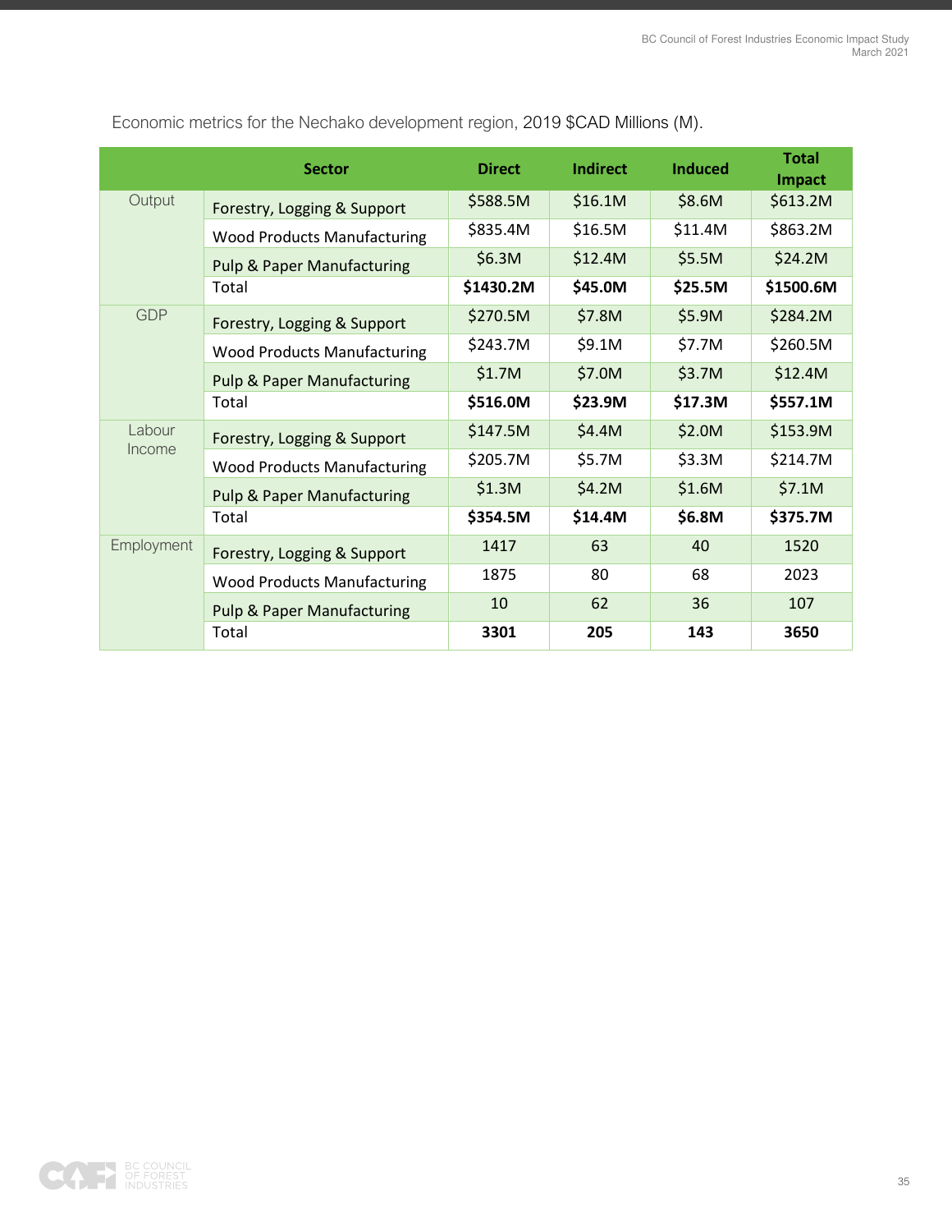Economic metrics for the Nechako development region, 2019 $CAD Millions (M).

| | Sector | Direct | Indirect | Induced | Total Impact |
|---|---|---|---|---|---|
| Output | Forestry, Logging & Support | $588.5M | $16.1M | $8.6M | $613.2M |
| | Wood Products Manufacturing | $835.4M | $16.5M | $11.4M | $863.2M |
| | Pulp & Paper Manufacturing | $6.3M | $12.4M | $5.5M | $24.2M |
| | Total | **$1430.2M** | **$45.0M** | **$25.5M** | **$1500.6M** |
| GDP | Forestry, Logging & Support | $270.5M | $7.8M | $5.9M | $284.2M |
| | Wood Products Manufacturing | $243.7M | $9.1M | $7.7M | $260.5M |
| | Pulp & Paper Manufacturing | $1.7M | $7.0M | $3.7M | $12.4M |
| | Total | **$516.0M** | **$23.9M** | **$17.3M** | **$557.1M** |
| Labour Income | Forestry, Logging & Support | $147.5M | $4.4M | $2.0M | $153.9M |
| | Wood Products Manufacturing | $205.7M | $5.7M | $3.3M | $214.7M |
| | Pulp & Paper Manufacturing | $1.3M | $4.2M | $1.6M | $7.1M |
| | Total | **$354.5M** | **$14.4M** | **$6.8M** | **$375.7M** |
| Employment | Forestry, Logging & Support | 1417 | 63 | 40 | 1520 |
| | Wood Products Manufacturing | 1875 | 80 | 68 | 2023 |
| | Pulp & Paper Manufacturing | 10 | 62 | 36 | 107 |
| | Total | **3301** | **205** | **143** | **3650** |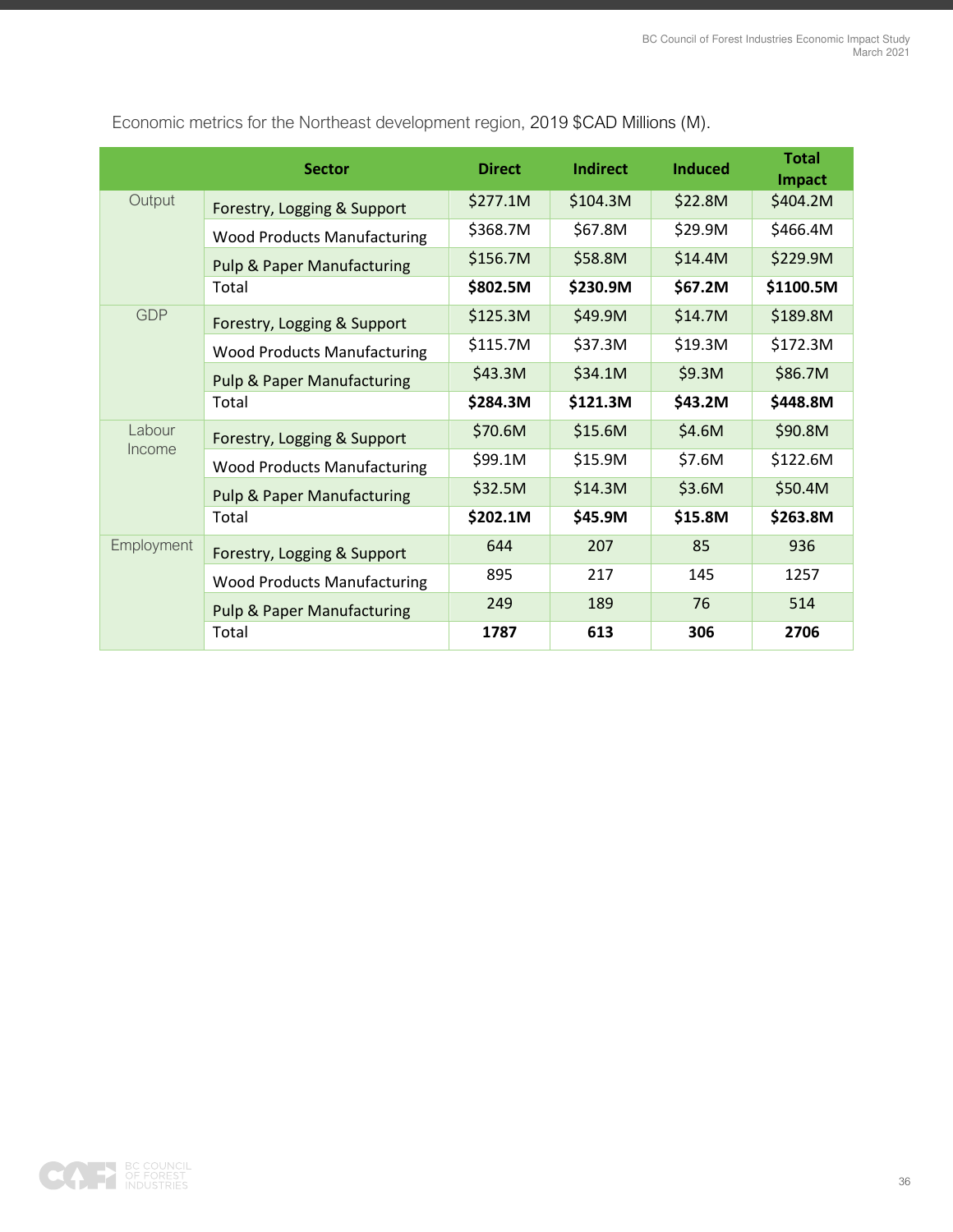Economic metrics for the Northeast development region, 2019 $CAD Millions (M).

| | Sector | Direct | Indirect | Induced | Total Impact |
|---|---|---|---|---|---|
| Output | Forestry, Logging & Support | $277.1M | $104.3M | $22.8M | $404.2M |
| | Wood Products Manufacturing | $368.7M | $67.8M | $29.9M | $466.4M |
| | Pulp & Paper Manufacturing | $156.7M | $58.8M | $14.4M | $229.9M |
| | Total | **$802.5M** | **$230.9M** | **$67.2M** | **$1100.5M** |
| GDP | Forestry, Logging & Support | $125.3M | $49.9M | $14.7M | $189.8M |
| | Wood Products Manufacturing | $115.7M | $37.3M | $19.3M | $172.3M |
| | Pulp & Paper Manufacturing | $43.3M | $34.1M | $9.3M | $86.7M |
| | Total | **$284.3M** | **$121.3M** | **$43.2M** | **$448.8M** |
| Labour Income | Forestry, Logging & Support | $70.6M | $15.6M | $4.6M | $90.8M |
| | Wood Products Manufacturing | $99.1M | $15.9M | $7.6M | $122.6M |
| | Pulp & Paper Manufacturing | $32.5M | $14.3M | $3.6M | $50.4M |
| | Total | **$202.1M** | **$45.9M** | **$15.8M** | **$263.8M** |
| Employment | Forestry, Logging & Support | 644 | 207 | 85 | 936 |
| | Wood Products Manufacturing | 895 | 217 | 145 | 1257 |
| | Pulp & Paper Manufacturing | 249 | 189 | 76 | 514 |
| | Total | **1787** | **613** | **306** | **2706** |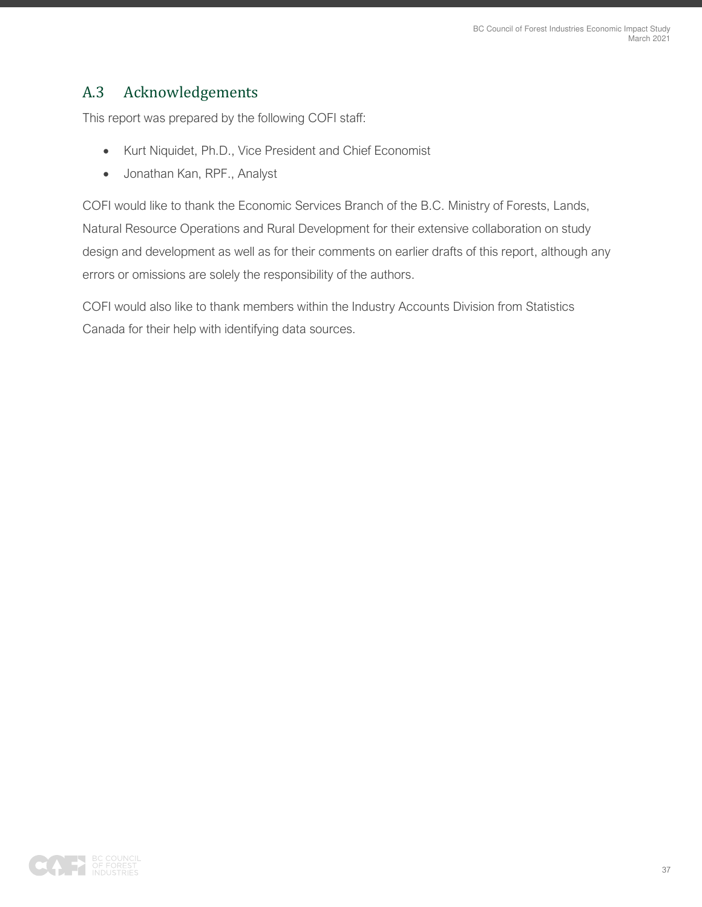## A.3 Acknowledgements

This report was prepared by the following COFI staff:

- Kurt Niquidet, Ph.D., Vice President and Chief Economist
- Jonathan Kan, RPF., Analyst

COFI would like to thank the Economic Services Branch of the B.C. Ministry of Forests, Lands, Natural Resource Operations and Rural Development for their extensive collaboration on study design and development as well as for their comments on earlier drafts of this report, although any errors or omissions are solely the responsibility of the authors.

COFI would also like to thank members within the Industry Accounts Division from Statistics Canada for their help with identifying data sources.